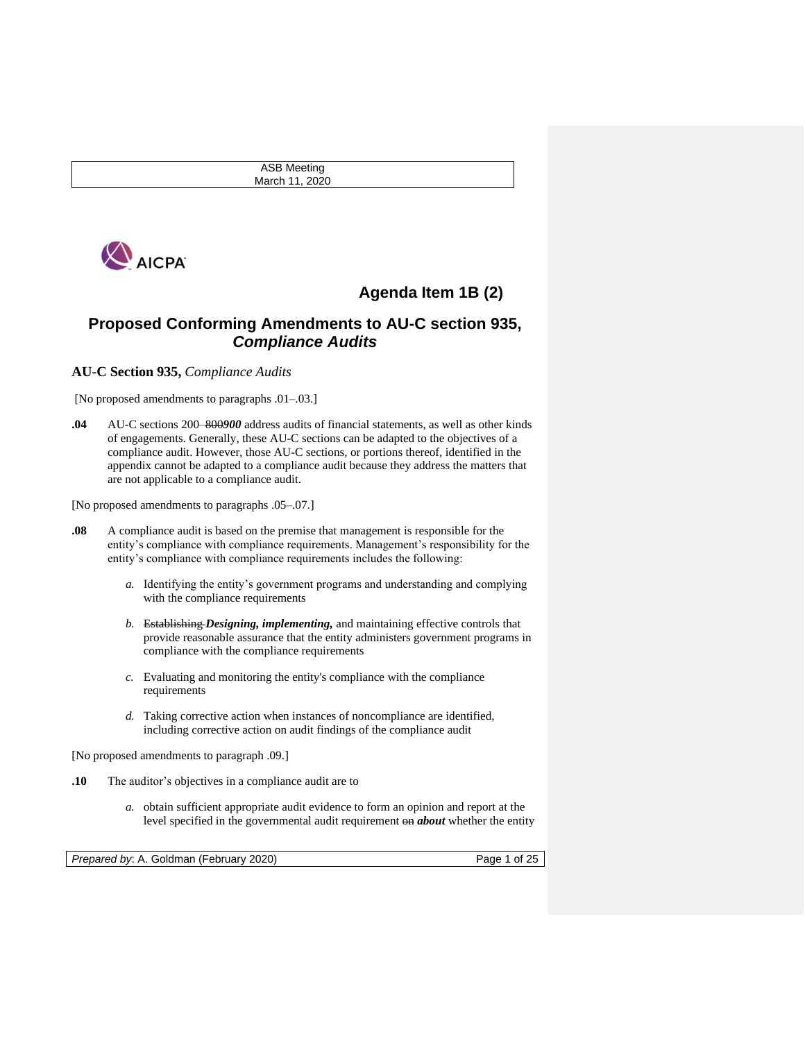ASB Meeting
March 11, 2020

# Agenda Item 1B (2)

## Proposed Conforming Amendments to AU-C section 935, *Compliance Audits*

### AU-C Section 935, *Compliance Audits*

[No proposed amendments to paragraphs .01–.03.]

**.04** AU-C sections 200–~~800~~***900*** address audits of financial statements, as well as other kinds of engagements. Generally, these AU-C sections can be adapted to the objectives of a compliance audit. However, those AU-C sections, or portions thereof, identified in the appendix cannot be adapted to a compliance audit because they address the matters that are not applicable to a compliance audit.

[No proposed amendments to paragraphs .05–.07.]

**.08** A compliance audit is based on the premise that management is responsible for the entity's compliance with compliance requirements. Management's responsibility for the entity's compliance with compliance requirements includes the following:

*a.* Identifying the entity's government programs and understanding and complying with the compliance requirements

*b.* ~~Establishing~~ ***Designing, implementing,*** and maintaining effective controls that provide reasonable assurance that the entity administers government programs in compliance with the compliance requirements

*c.* Evaluating and monitoring the entity's compliance with the compliance requirements

*d.* Taking corrective action when instances of noncompliance are identified, including corrective action on audit findings of the compliance audit

[No proposed amendments to paragraph .09.]

**.10** The auditor's objectives in a compliance audit are to

*a.* obtain sufficient appropriate audit evidence to form an opinion and report at the level specified in the governmental audit requirement ~~on~~ ***about*** whether the entity

*Prepared by*: A. Goldman (February 2020)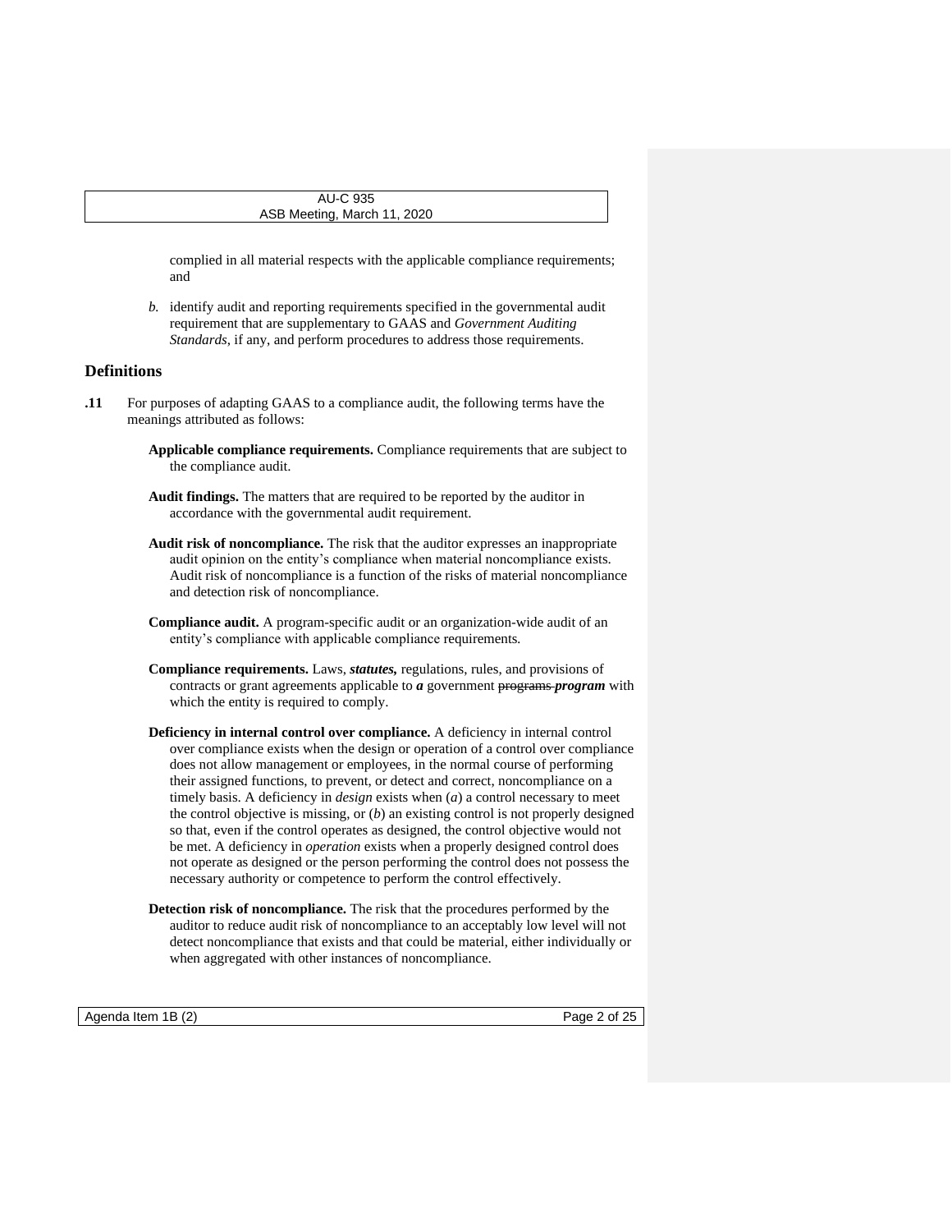complied in all material respects with the applicable compliance requirements; and

*b.* identify audit and reporting requirements specified in the governmental audit requirement that are supplementary to GAAS and *Government Auditing Standards*, if any, and perform procedures to address those requirements.

## Definitions

**.11** For purposes of adapting GAAS to a compliance audit, the following terms have the meanings attributed as follows:

**Applicable compliance requirements.** Compliance requirements that are subject to the compliance audit.

**Audit findings.** The matters that are required to be reported by the auditor in accordance with the governmental audit requirement.

**Audit risk of noncompliance.** The risk that the auditor expresses an inappropriate audit opinion on the entity's compliance when material noncompliance exists. Audit risk of noncompliance is a function of the risks of material noncompliance and detection risk of noncompliance.

**Compliance audit.** A program-specific audit or an organization-wide audit of an entity's compliance with applicable compliance requirements.

**Compliance requirements.** Laws, ***statutes,*** regulations, rules, and provisions of contracts or grant agreements applicable to ***a*** government ~~programs~~ ***program*** with which the entity is required to comply.

**Deficiency in internal control over compliance.** A deficiency in internal control over compliance exists when the design or operation of a control over compliance does not allow management or employees, in the normal course of performing their assigned functions, to prevent, or detect and correct, noncompliance on a timely basis. A deficiency in *design* exists when (*a*) a control necessary to meet the control objective is missing, or (*b*) an existing control is not properly designed so that, even if the control operates as designed, the control objective would not be met. A deficiency in *operation* exists when a properly designed control does not operate as designed or the person performing the control does not possess the necessary authority or competence to perform the control effectively.

**Detection risk of noncompliance.** The risk that the procedures performed by the auditor to reduce audit risk of noncompliance to an acceptably low level will not detect noncompliance that exists and that could be material, either individually or when aggregated with other instances of noncompliance.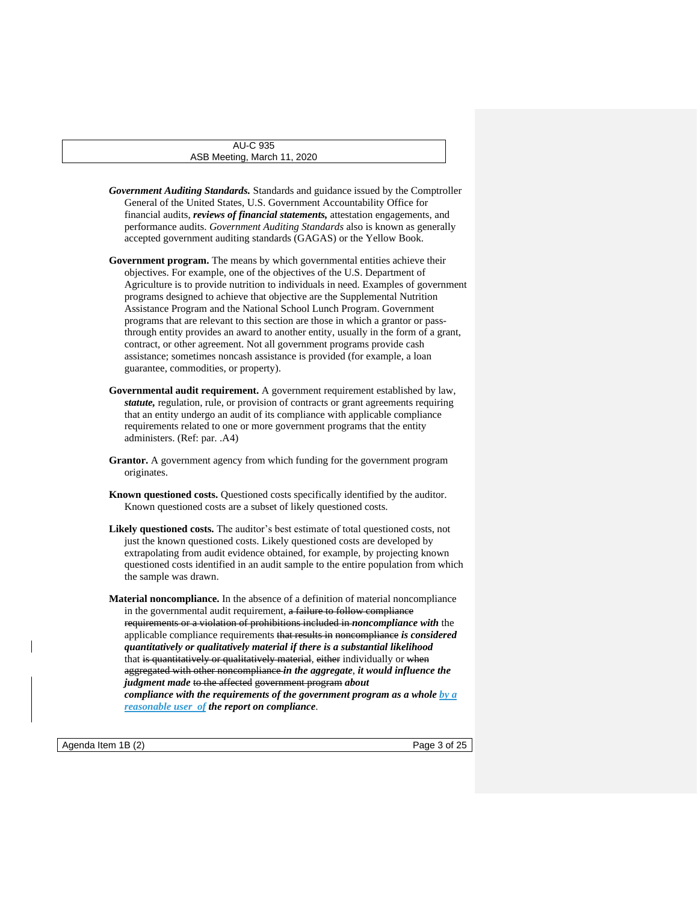***Government Auditing Standards.*** Standards and guidance issued by the Comptroller General of the United States, U.S. Government Accountability Office for financial audits, ***reviews of financial statements,*** attestation engagements, and performance audits. *Government Auditing Standards* also is known as generally accepted government auditing standards (GAGAS) or the Yellow Book.

**Government program.** The means by which governmental entities achieve their objectives. For example, one of the objectives of the U.S. Department of Agriculture is to provide nutrition to individuals in need. Examples of government programs designed to achieve that objective are the Supplemental Nutrition Assistance Program and the National School Lunch Program. Government programs that are relevant to this section are those in which a grantor or pass-through entity provides an award to another entity, usually in the form of a grant, contract, or other agreement. Not all government programs provide cash assistance; sometimes noncash assistance is provided (for example, a loan guarantee, commodities, or property).

**Governmental audit requirement.** A government requirement established by law, ***statute,*** regulation, rule, or provision of contracts or grant agreements requiring that an entity undergo an audit of its compliance with applicable compliance requirements related to one or more government programs that the entity administers. (Ref: par. .A4)

**Grantor.** A government agency from which funding for the government program originates.

**Known questioned costs.** Questioned costs specifically identified by the auditor. Known questioned costs are a subset of likely questioned costs.

**Likely questioned costs.** The auditor's best estimate of total questioned costs, not just the known questioned costs. Likely questioned costs are developed by extrapolating from audit evidence obtained, for example, by projecting known questioned costs identified in an audit sample to the entire population from which the sample was drawn.

**Material noncompliance.** In the absence of a definition of material noncompliance in the governmental audit requirement, ~~a failure to follow compliance requirements or a violation of prohibitions included in~~ ***noncompliance with*** the applicable compliance requirements ~~that results in noncompliance~~ ***is considered quantitatively or qualitatively material if there is a substantial likelihood*** that ~~is quantitatively or qualitatively material~~, ~~either~~ individually or ~~when aggregated with other noncompliance~~ ***in the aggregate***, ***it would influence the judgment made*** ~~to the affected government program~~ ***about compliance with the requirements of the government program as a whole*** by a reasonable user of ***the report on compliance***.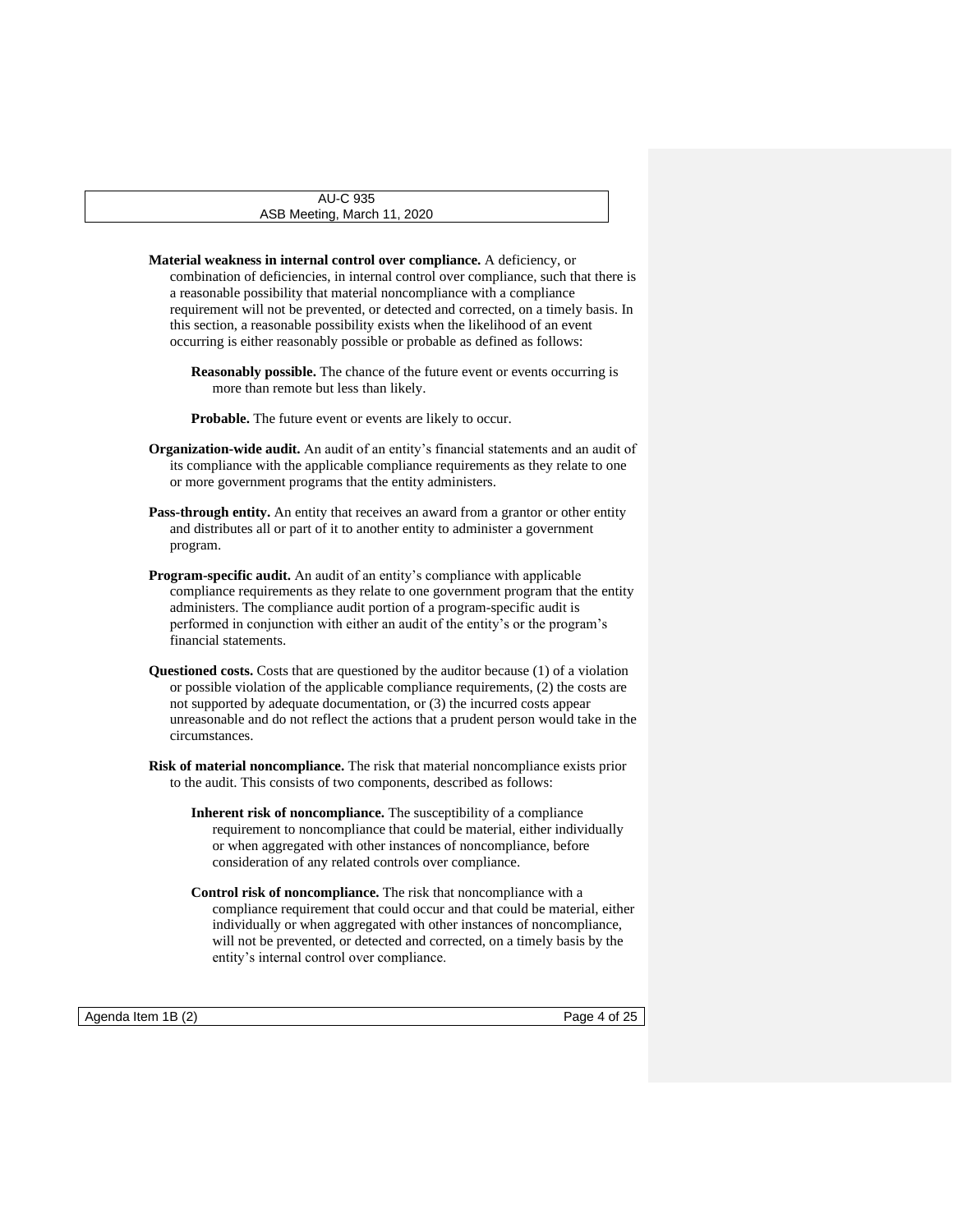**Material weakness in internal control over compliance.** A deficiency, or combination of deficiencies, in internal control over compliance, such that there is a reasonable possibility that material noncompliance with a compliance requirement will not be prevented, or detected and corrected, on a timely basis. In this section, a reasonable possibility exists when the likelihood of an event occurring is either reasonably possible or probable as defined as follows:

> **Reasonably possible.** The chance of the future event or events occurring is more than remote but less than likely.
>
> **Probable.** The future event or events are likely to occur.

**Organization-wide audit.** An audit of an entity's financial statements and an audit of its compliance with the applicable compliance requirements as they relate to one or more government programs that the entity administers.

**Pass-through entity.** An entity that receives an award from a grantor or other entity and distributes all or part of it to another entity to administer a government program.

**Program-specific audit.** An audit of an entity's compliance with applicable compliance requirements as they relate to one government program that the entity administers. The compliance audit portion of a program-specific audit is performed in conjunction with either an audit of the entity's or the program's financial statements.

**Questioned costs.** Costs that are questioned by the auditor because (1) of a violation or possible violation of the applicable compliance requirements, (2) the costs are not supported by adequate documentation, or (3) the incurred costs appear unreasonable and do not reflect the actions that a prudent person would take in the circumstances.

**Risk of material noncompliance.** The risk that material noncompliance exists prior to the audit. This consists of two components, described as follows:

> **Inherent risk of noncompliance.** The susceptibility of a compliance requirement to noncompliance that could be material, either individually or when aggregated with other instances of noncompliance, before consideration of any related controls over compliance.
>
> **Control risk of noncompliance.** The risk that noncompliance with a compliance requirement that could occur and that could be material, either individually or when aggregated with other instances of noncompliance, will not be prevented, or detected and corrected, on a timely basis by the entity's internal control over compliance.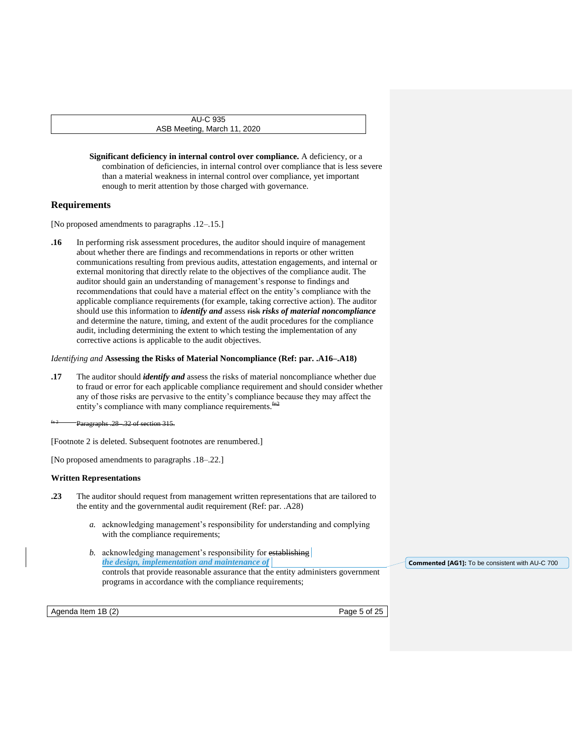**Significant deficiency in internal control over compliance.** A deficiency, or a combination of deficiencies, in internal control over compliance that is less severe than a material weakness in internal control over compliance, yet important enough to merit attention by those charged with governance.

## Requirements

[No proposed amendments to paragraphs .12–.15.]

**.16** In performing risk assessment procedures, the auditor should inquire of management about whether there are findings and recommendations in reports or other written communications resulting from previous audits, attestation engagements, and internal or external monitoring that directly relate to the objectives of the compliance audit. The auditor should gain an understanding of management's response to findings and recommendations that could have a material effect on the entity's compliance with the applicable compliance requirements (for example, taking corrective action). The auditor should use this information to ***identify and*** assess ~~risk~~ ***risks of material noncompliance*** and determine the nature, timing, and extent of the audit procedures for the compliance audit, including determining the extent to which testing the implementation of any corrective actions is applicable to the audit objectives.

### *Identifying and* Assessing the Risks of Material Noncompliance (Ref: par. .A16–.A18)

**.17** The auditor should ***identify and*** assess the risks of material noncompliance whether due to fraud or error for each applicable compliance requirement and should consider whether any of those risks are pervasive to the entity's compliance because they may affect the entity's compliance with many compliance requirements.~~[fn2]~~

~~fn 2 Paragraphs .28–.32 of section 315.~~

[Footnote 2 is deleted. Subsequent footnotes are renumbered.]

[No proposed amendments to paragraphs .18–.22.]

**Written Representations**

**.23** The auditor should request from management written representations that are tailored to the entity and the governmental audit requirement (Ref: par. .A28)

*a.* acknowledging management's responsibility for understanding and complying with the compliance requirements;

*b.* acknowledging management's responsibility for ~~establishing~~ ***the design, implementation and maintenance of*** controls that provide reasonable assurance that the entity administers government programs in accordance with the compliance requirements;

Commented [AG1]: To be consistent with AU-C 700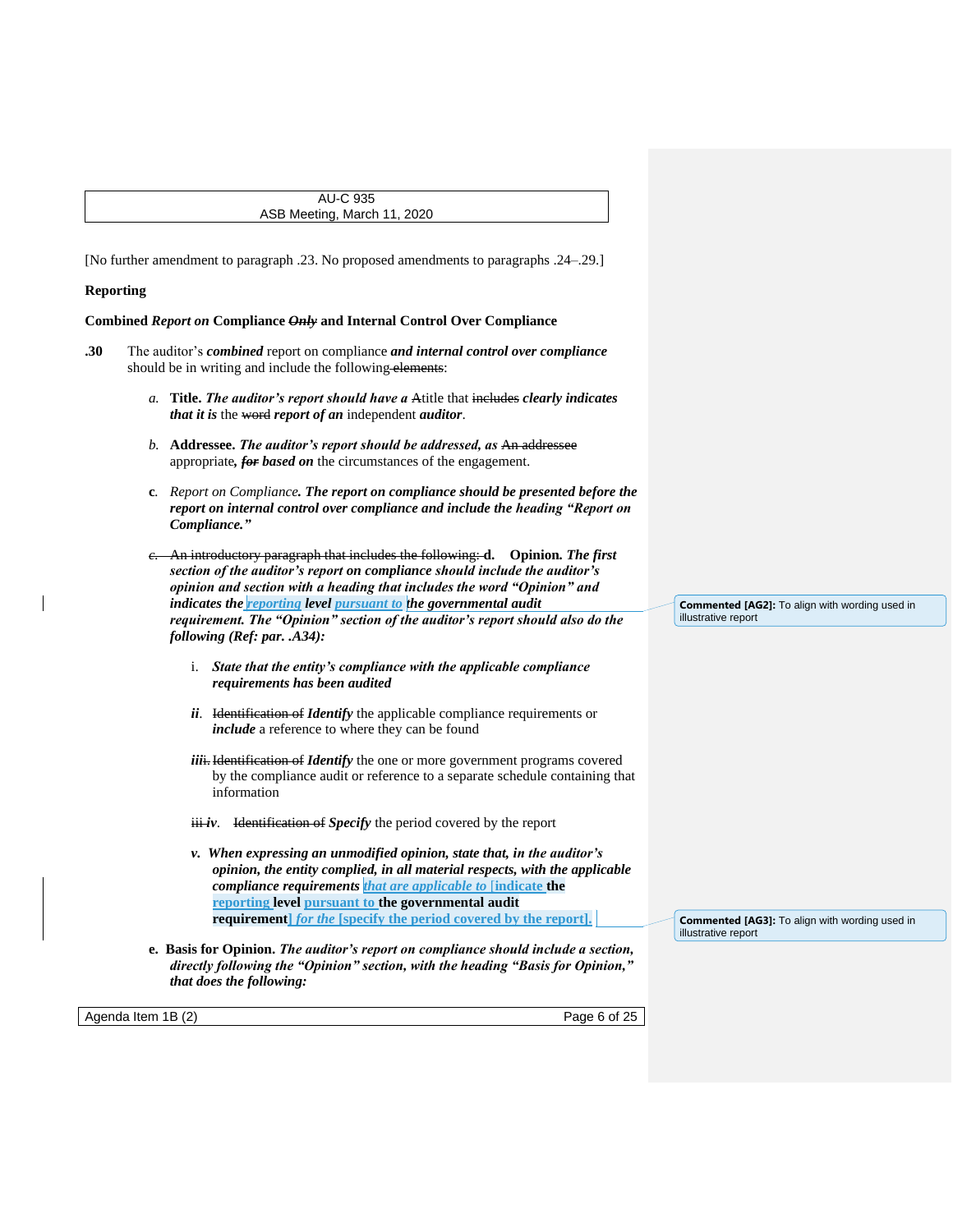[No further amendment to paragraph .23. No proposed amendments to paragraphs .24–.29.]

**Reporting**

**Combined *Report on* Compliance ~~*Only*~~ and Internal Control Over Compliance**

**.30** The auditor's ***combined*** report on compliance ***and internal control over compliance*** should be in writing and include the following ~~elements~~:

*a.* **Title.** ***The auditor's report should have a*** ~~A~~title that ~~includes~~ ***clearly indicates that it is*** the ~~word~~ ***report of an*** independent ***auditor***.

*b.* **Addressee.** ***The auditor's report should be addressed, as*** ~~An addressee~~ appropriate***,*** ~~***for***~~ ***based on*** the circumstances of the engagement.

**c**. *Report on Compliance****.*** ***The report on compliance should be presented before the report on internal control over compliance and include the heading "Report on Compliance."***

~~*c.* An introductory paragraph that includes the following:~~ **d. Opinion.** ***The first section of the auditor's report on compliance should include the auditor's opinion and section with a heading that includes the word "Opinion" and indicates the reporting level pursuant to the governmental audit requirement. The "Opinion" section of the auditor's report should also do the following (Ref: par. .A34):***

i. ***State that the entity's compliance with the applicable compliance requirements has been audited***

***ii***. ~~Identification of~~ ***Identify*** the applicable compliance requirements or ***include*** a reference to where they can be found

***iii***~~ii~~. ~~Identification of~~ ***Identify*** the one or more government programs covered by the compliance audit or reference to a separate schedule containing that information

~~iii~~ ***iv***. ~~Identification of~~ ***Specify*** the period covered by the report

***v. When expressing an unmodified opinion, state that, in the auditor's opinion, the entity complied, in all material respects, with the applicable compliance requirements that are applicable to* [indicate the reporting level pursuant to the governmental audit requirement]** ***for the*** **[specify the period covered by the report].**

**e. Basis for Opinion.** ***The auditor's report on compliance should include a section, directly following the "Opinion" section, with the heading "Basis for Opinion," that does the following:***

**Commented [AG2]:** To align with wording used in illustrative report

**Commented [AG3]:** To align with wording used in illustrative report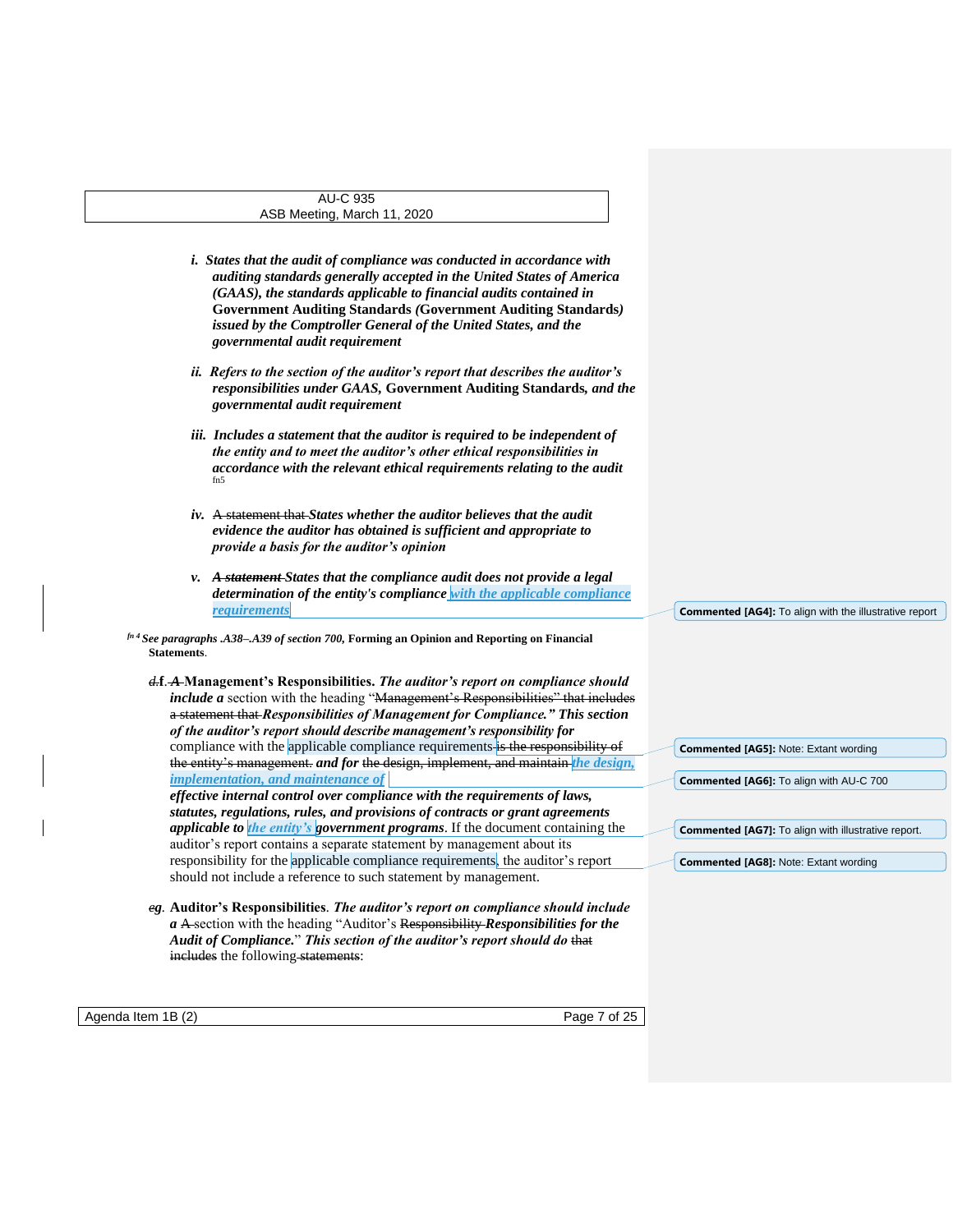*i.* ***States that the audit of compliance was conducted in accordance with auditing standards generally accepted in the United States of America (GAAS), the standards applicable to financial audits contained in*** **Government Auditing Standards** ***(Government Auditing Standards) issued by the Comptroller General of the United States, and the governmental audit requirement***

*ii.* ***Refers to the section of the auditor's report that describes the auditor's responsibilities under GAAS,*** **Government Auditing Standards,** ***and the governmental audit requirement***

*iii.* ***Includes a statement that the auditor is required to be independent of the entity and to meet the auditor's other ethical responsibilities in accordance with the relevant ethical requirements relating to the audit*** [fn5]

*iv.* ~~A statement that~~ ***States whether the auditor believes that the audit evidence the auditor has obtained is sufficient and appropriate to provide a basis for the auditor's opinion***

*v.* ~~***A statement***~~ ***States that the compliance audit does not provide a legal determination of the entity's compliance*** ***with the applicable compliance requirements***

[fn 4] ***See paragraphs .A38–.A39 of section 700,*** **Forming an Opinion and Reporting on Financial Statements**.

~~d.~~**f**. ~~***A***~~ **Management's Responsibilities.** ***The auditor's report on compliance should include a*** section with the heading "~~Management's Responsibilities" that includes a statement that~~ ***Responsibilities of Management for Compliance." This section of the auditor's report should describe management's responsibility for*** compliance with the applicable compliance requirements ~~is the responsibility of the entity's management.~~ ***and for*** ~~the design, implement, and maintain~~ ***the design, implementation, and maintenance of effective internal control over compliance with the requirements of laws, statutes, regulations, rules, and provisions of contracts or grant agreements applicable to the entity's government programs***. If the document containing the auditor's report contains a separate statement by management about its responsibility for the applicable compliance requirements, the auditor's report should not include a reference to such statement by management.

~~e~~*g*. **Auditor's Responsibilities**. ***The auditor's report on compliance should include a*** ~~A~~ section with the heading "Auditor's ~~Responsibility~~ ***Responsibilities for the Audit of Compliance.***" ***This section of the auditor's report should do*** ~~that includes~~ the following ~~statements~~:

Commented [AG4]: To align with the illustrative report

Commented [AG5]: Note: Extant wording

Commented [AG6]: To align with AU-C 700

Commented [AG7]: To align with illustrative report.

Commented [AG8]: Note: Extant wording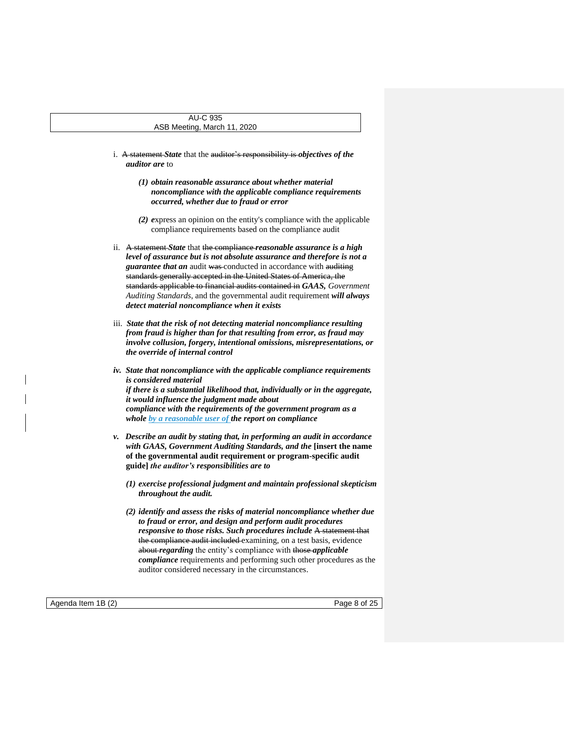i. ~~A statement~~ ***State*** that the ~~auditor's responsibility is~~ ***objectives of the auditor are*** to

   ***(1) obtain reasonable assurance about whether material noncompliance with the applicable compliance requirements occurred, whether due to fraud or error***

   ***(2) e***xpress an opinion on the entity's compliance with the applicable compliance requirements based on the compliance audit

ii. ~~A statement~~ ***State*** that ~~the compliance~~ ***reasonable assurance is a high level of assurance but is not absolute assurance and therefore is not a guarantee that an*** audit ~~was~~ conducted in accordance with ~~auditing standards generally accepted in the United States of America, the standards applicable to financial audits contained in~~ ***GAAS,*** *Government Auditing Standards*, and the governmental audit requirement ***will always detect material noncompliance when it exists***

iii. ***State that the risk of not detecting material noncompliance resulting from fraud is higher than for that resulting from error, as fraud may involve collusion, forgery, intentional omissions, misrepresentations, or the override of internal control***

iv. ***State that noncompliance with the applicable compliance requirements is considered material if there is a substantial likelihood that, individually or in the aggregate, it would influence the judgment made about compliance with the requirements of the government program as a whole <u>by a reasonable user of</u> the report on compliance***

v. ***Describe an audit by stating that, in performing an audit in accordance with GAAS, Government Auditing Standards, and the* [insert the name of the governmental audit requirement or program-specific audit guide] *the auditor's responsibilities are to***

   ***(1) exercise professional judgment and maintain professional skepticism throughout the audit.***

   ***(2) identify and assess the risks of material noncompliance whether due to fraud or error, and design and perform audit procedures responsive to those risks. Such procedures include*** ~~A statement that the compliance audit included~~ examining, on a test basis, evidence ~~about~~ ***regarding*** the entity's compliance with ~~those~~ ***applicable compliance*** requirements and performing such other procedures as the auditor considered necessary in the circumstances.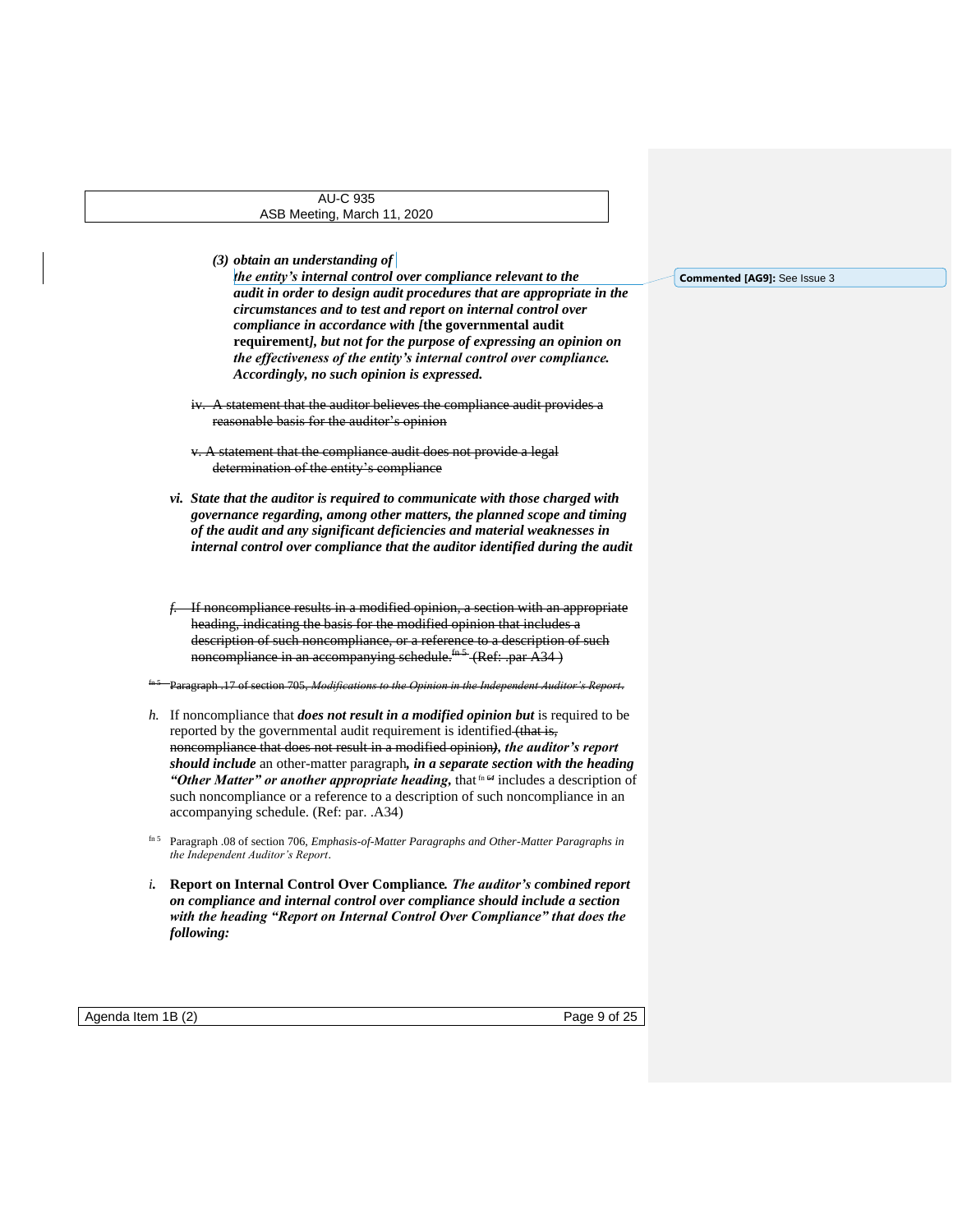*(3) obtain an understanding of the entity's internal control over compliance relevant to the audit in order to design audit procedures that are appropriate in the circumstances and to test and report on internal control over compliance in accordance with [***the governmental audit requirement***], but not for the purpose of expressing an opinion on the effectiveness of the entity's internal control over compliance. Accordingly, no such opinion is expressed.*

~~iv. A statement that the auditor believes the compliance audit provides a reasonable basis for the auditor's opinion~~

~~v. A statement that the compliance audit does not provide a legal determination of the entity's compliance~~

***vi. State that the auditor is required to communicate with those charged with governance regarding, among other matters, the planned scope and timing of the audit and any significant deficiencies and material weaknesses in internal control over compliance that the auditor identified during the audit***

~~*f.* If noncompliance results in a modified opinion, a section with an appropriate heading, indicating the basis for the modified opinion that includes a description of such noncompliance, or a reference to a description of such noncompliance in an accompanying schedule.[fn 5] (Ref: .par A34 )~~

~~[fn 5] Paragraph .17 of section 705, *Modifications to the Opinion in the Independent Auditor's Report*.~~

*h.* If noncompliance that ***does not result in a modified opinion but*** is required to be reported by the governmental audit requirement is identified ~~(that is, noncompliance that does not result in a modified opinion~~***), the auditor's report should include*** an other-matter paragraph***, in a separate section with the heading "Other Matter" or another appropriate heading,*** that [fn ~~6~~ 4] includes a description of such noncompliance or a reference to a description of such noncompliance in an accompanying schedule. (Ref: par. .A34)

[fn 5] Paragraph .08 of section 706, *Emphasis-of-Matter Paragraphs and Other-Matter Paragraphs in the Independent Auditor's Report*.

***i.*** **Report on Internal Control Over Compliance*.*** ***The auditor's combined report on compliance and internal control over compliance should include a section with the heading "Report on Internal Control Over Compliance" that does the following:***

Commented [AG9]: See Issue 3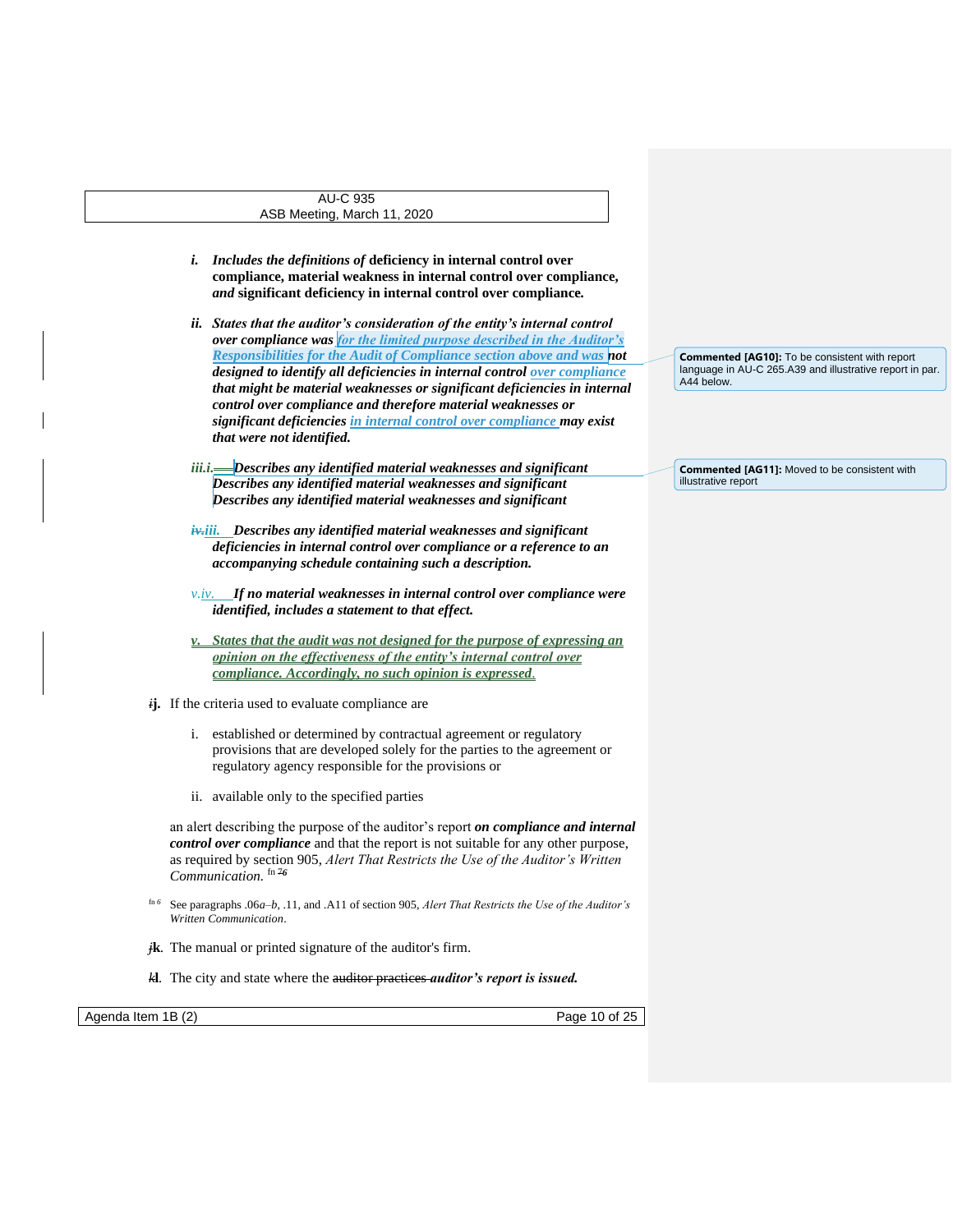*i.* ***Includes the definitions of*** **deficiency in internal control over compliance, material weakness in internal control over compliance,** ***and*** **significant deficiency in internal control over compliance.**

*ii.* ***States that the auditor's consideration of the entity's internal control over compliance was for the limited purpose described in the Auditor's Responsibilities for the Audit of Compliance section above and was not designed to identify all deficiencies in internal control over compliance that might be material weaknesses or significant deficiencies in internal control over compliance and therefore material weaknesses or significant deficiencies in internal control over compliance may exist that were not identified.***

*iii.i.* ***Describes any identified material weaknesses and significant***

***Describes any identified material weaknesses and significant***

***Describes any identified material weaknesses and significant***

*iv.iii.* ***Describes any identified material weaknesses and significant deficiencies in internal control over compliance or a reference to an accompanying schedule containing such a description.***

*v.iv.* ***If no material weaknesses in internal control over compliance were identified, includes a statement to that effect.***

*v.* ***States that the audit was not designed for the purpose of expressing an opinion on the effectiveness of the entity's internal control over compliance. Accordingly, no such opinion is expressed.***

**ij.** If the criteria used to evaluate compliance are

i. established or determined by contractual agreement or regulatory provisions that are developed solely for the parties to the agreement or regulatory agency responsible for the provisions or

ii. available only to the specified parties

an alert describing the purpose of the auditor's report ***on compliance and internal control over compliance*** and that the report is not suitable for any other purpose, as required by section 905, *Alert That Restricts the Use of the Auditor's Written Communication.* [fn 76]

[fn 6] See paragraphs .06*a–b*, .11, and .A11 of section 905, *Alert That Restricts the Use of the Auditor's Written Communication*.

**jk.** The manual or printed signature of the auditor's firm.

**kl.** The city and state where the auditor practices ***auditor's report is issued.***

**Commented [AG10]:** To be consistent with report language in AU-C 265.A39 and illustrative report in par. A44 below.

**Commented [AG11]:** Moved to be consistent with illustrative report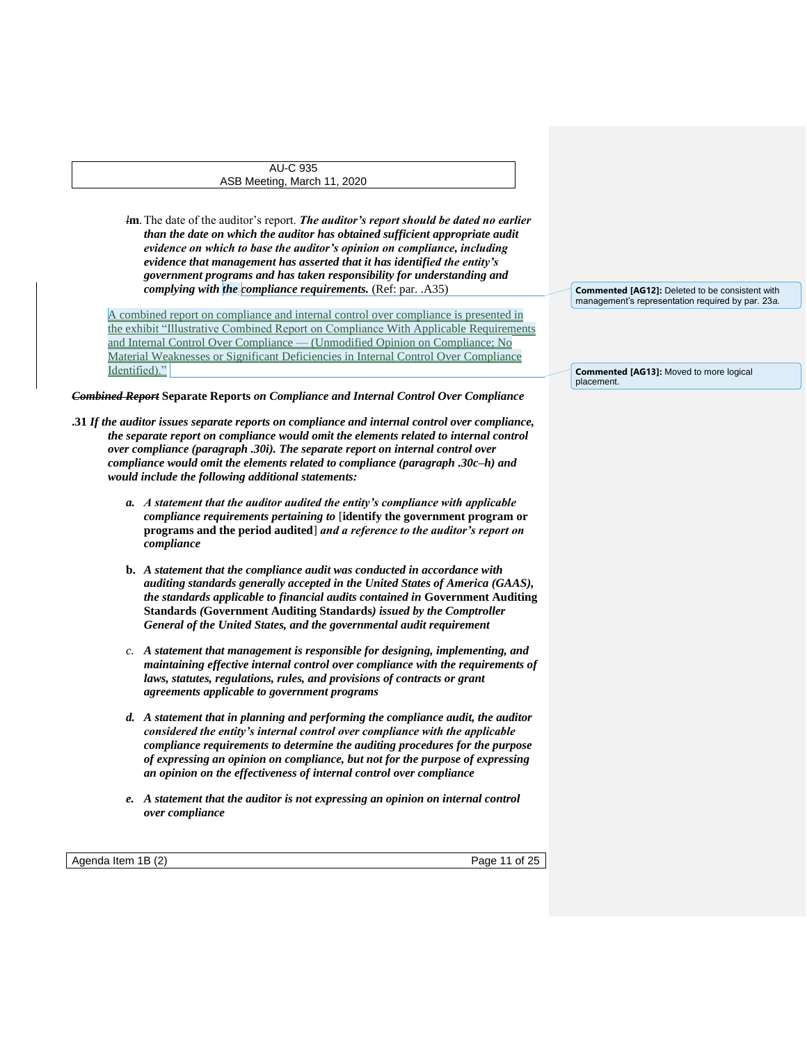~~l~~**m.** The date of the auditor's report. ***The auditor's report should be dated no earlier than the date on which the auditor has obtained sufficient appropriate audit evidence on which to base the auditor's opinion on compliance, including evidence that management has asserted that it has identified the entity's government programs and has taken responsibility for understanding and complying with ~~the~~ compliance requirements.*** (Ref: par. .A35)

A combined report on compliance and internal control over compliance is presented in the exhibit "Illustrative Combined Report on Compliance With Applicable Requirements and Internal Control Over Compliance — (Unmodified Opinion on Compliance; No Material Weaknesses or Significant Deficiencies in Internal Control Over Compliance Identified)."

> **Commented [AG12]:** Deleted to be consistent with management's representation required by par. 23a.

> **Commented [AG13]:** Moved to more logical placement.

***~~Combined Report~~*** **Separate Reports** ***on Compliance and Internal Control Over Compliance***

**.31** ***If the auditor issues separate reports on compliance and internal control over compliance, the separate report on compliance would omit the elements related to internal control over compliance (paragraph .30i). The separate report on internal control over compliance would omit the elements related to compliance (paragraph .30c–h) and would include the following additional statements:***

- ***a. A statement that the auditor audited the entity's compliance with applicable compliance requirements pertaining to*** [**identify the government program or programs and the period audited**] ***and a reference to the auditor's report on compliance***

- ***b. A statement that the compliance audit was conducted in accordance with auditing standards generally accepted in the United States of America (GAAS), the standards applicable to financial audits contained in*** **Government Auditing Standards** ***(*****Government Auditing Standards*****) issued by the Comptroller General of the United States, and the governmental audit requirement***

- ***c. A statement that management is responsible for designing, implementing, and maintaining effective internal control over compliance with the requirements of laws, statutes, regulations, rules, and provisions of contracts or grant agreements applicable to government programs***

- ***d. A statement that in planning and performing the compliance audit, the auditor considered the entity's internal control over compliance with the applicable compliance requirements to determine the auditing procedures for the purpose of expressing an opinion on compliance, but not for the purpose of expressing an opinion on the effectiveness of internal control over compliance***

- ***e. A statement that the auditor is not expressing an opinion on internal control over compliance***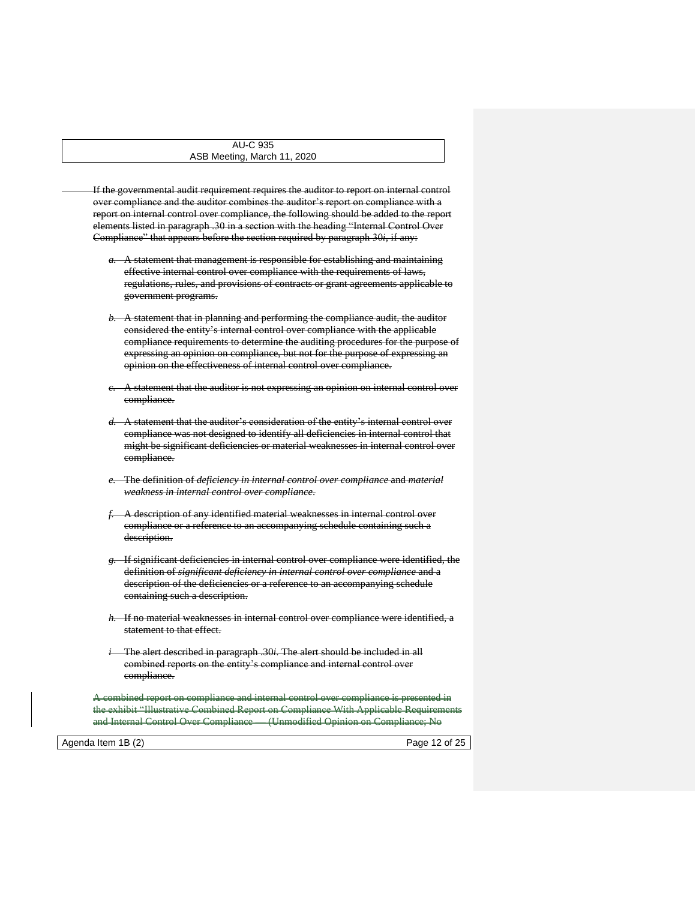~~If the governmental audit requirement requires the auditor to report on internal control over compliance and the auditor combines the auditor's report on compliance with a report on internal control over compliance, the following should be added to the report elements listed in paragraph .30 in a section with the heading "Internal Control Over Compliance" that appears before the section required by paragraph 30*i*, if any:~~

- ~~*a.* A statement that management is responsible for establishing and maintaining effective internal control over compliance with the requirements of laws, regulations, rules, and provisions of contracts or grant agreements applicable to government programs.~~

- ~~*b.* A statement that in planning and performing the compliance audit, the auditor considered the entity's internal control over compliance with the applicable compliance requirements to determine the auditing procedures for the purpose of expressing an opinion on compliance, but not for the purpose of expressing an opinion on the effectiveness of internal control over compliance.~~

- ~~*c.* A statement that the auditor is not expressing an opinion on internal control over compliance.~~

- ~~*d.* A statement that the auditor's consideration of the entity's internal control over compliance was not designed to identify all deficiencies in internal control that might be significant deficiencies or material weaknesses in internal control over compliance.~~

- ~~*e.* The definition of *deficiency in internal control over compliance* and *material weakness in internal control over compliance*.~~

- ~~*f.* A description of any identified material weaknesses in internal control over compliance or a reference to an accompanying schedule containing such a description.~~

- ~~*g.* If significant deficiencies in internal control over compliance were identified, the definition of *significant deficiency in internal control over compliance* and a description of the deficiencies or a reference to an accompanying schedule containing such a description.~~

- ~~*h.* If no material weaknesses in internal control over compliance were identified, a statement to that effect.~~

- ~~*i* The alert described in paragraph .30*i*. The alert should be included in all combined reports on the entity's compliance and internal control over compliance.~~

~~A combined report on compliance and internal control over compliance is presented in the exhibit "Illustrative Combined Report on Compliance With Applicable Requirements and Internal Control Over Compliance — (Unmodified Opinion on Compliance; No~~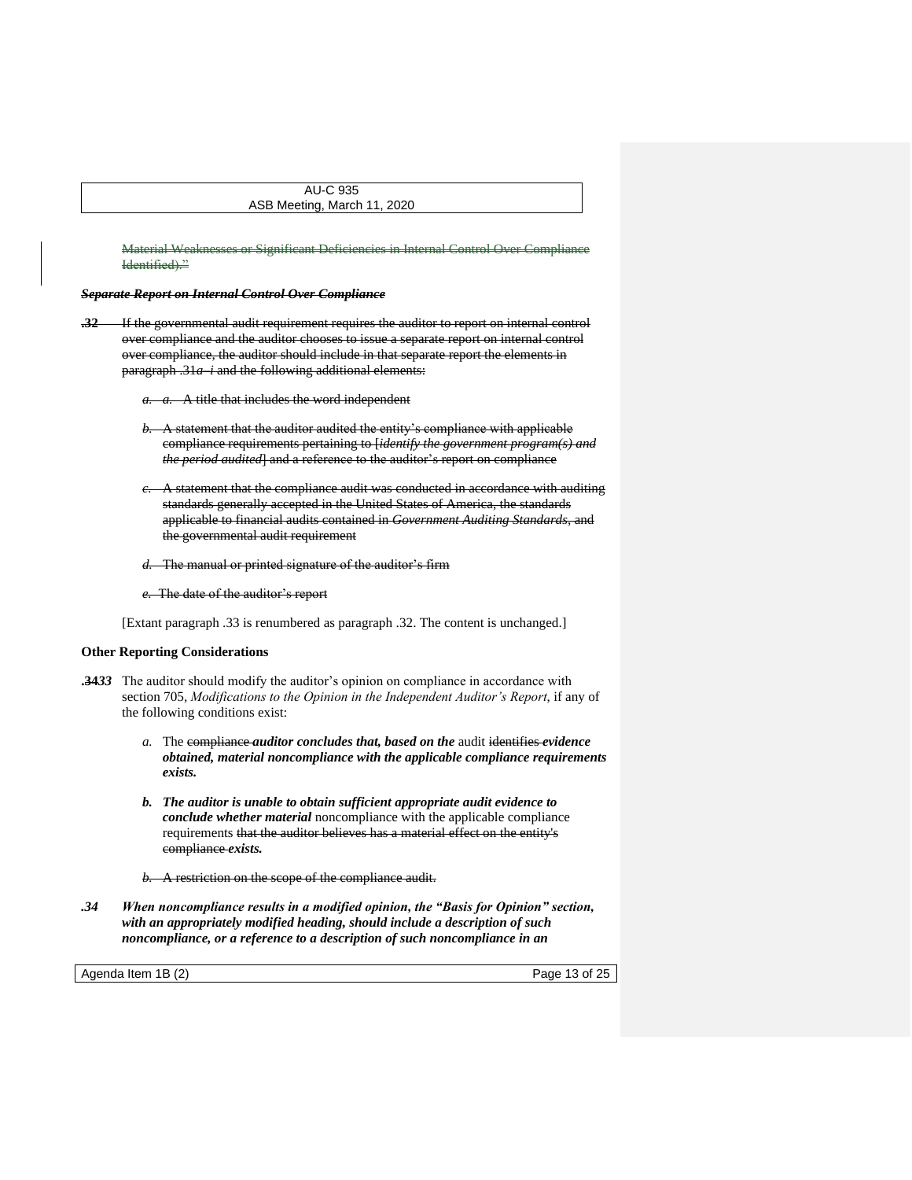~~Material Weaknesses or Significant Deficiencies in Internal Control Over Compliance Identified)."~~

***~~Separate Report on Internal Control Over Compliance~~***

**~~.32~~** ~~If the governmental audit requirement requires the auditor to report on internal control over compliance and the auditor chooses to issue a separate report on internal control over compliance, the auditor should include in that separate report the elements in paragraph .31*a–i* and the following additional elements:~~

> *~~a.~~* ~~a. A title that includes the word independent~~
>
> *~~b.~~* ~~A statement that the auditor audited the entity's compliance with applicable compliance requirements pertaining to [*identify the government program(s) and the period audited*] and a reference to the auditor's report on compliance~~
>
> *~~c.~~* ~~A statement that the compliance audit was conducted in accordance with auditing standards generally accepted in the United States of America, the standards applicable to financial audits contained in *Government Auditing Standards*, and the governmental audit requirement~~
>
> *~~d.~~* ~~The manual or printed signature of the auditor's firm~~
>
> *~~e.~~* ~~The date of the auditor's report~~

[Extant paragraph .33 is renumbered as paragraph .32. The content is unchanged.]

**Other Reporting Considerations**

**~~.34~~*.33*** The auditor should modify the auditor's opinion on compliance in accordance with section 705, *Modifications to the Opinion in the Independent Auditor's Report*, if any of the following conditions exist:

> *a.* The ~~compliance~~ ***auditor concludes that, based on the*** audit ~~identifies~~ ***evidence obtained, material noncompliance with the applicable compliance requirements exists.***
>
> ***b. The auditor is unable to obtain sufficient appropriate audit evidence to conclude whether material*** noncompliance with the applicable compliance requirements ~~that the auditor believes has a material effect on the entity's compliance~~ ***exists.***
>
> *~~b.~~* ~~A restriction on the scope of the compliance audit.~~

***.34 When noncompliance results in a modified opinion, the "Basis for Opinion" section, with an appropriately modified heading, should include a description of such noncompliance, or a reference to a description of such noncompliance in an***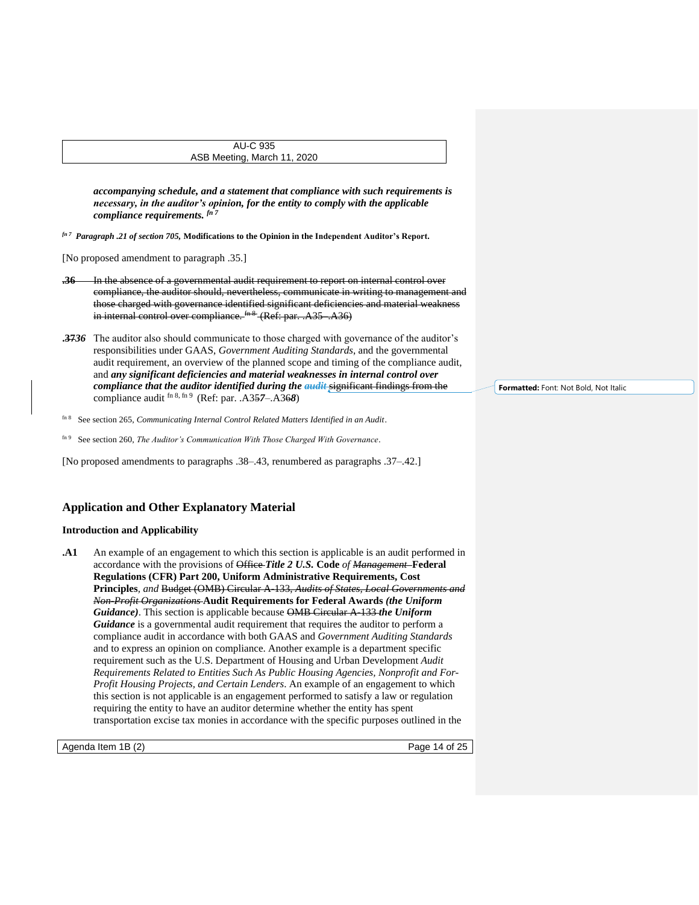*accompanying schedule, and a statement that compliance with such requirements is necessary, in the auditor's opinion, for the entity to comply with the applicable compliance requirements.* [fn 7]

[fn 7] *Paragraph .21 of section 705,* **Modifications to the Opinion in the Independent Auditor's Report.**

[No proposed amendment to paragraph .35.]

~~**.36** In the absence of a governmental audit requirement to report on internal control over compliance, the auditor should, nevertheless, communicate in writing to management and those charged with governance identified significant deficiencies and material weakness in internal control over compliance. [fn 8] (Ref: par. .A35–.A36)~~

**.~~37~~*36*** The auditor also should communicate to those charged with governance of the auditor's responsibilities under GAAS, *Government Auditing Standards*, and the governmental audit requirement, an overview of the planned scope and timing of the compliance audit, and ***any significant deficiencies and material weaknesses in internal control over compliance that the auditor identified during the*** ~~***audit***~~ ~~significant findings from the~~ compliance audit [fn 8, fn 9] (Ref: par. .A3~~5~~*7*–.A3~~6~~*8*)

[fn 8] See section 265, *Communicating Internal Control Related Matters Identified in an Audit*.

[fn 9] See section 260, *The Auditor's Communication With Those Charged With Governance*.

[No proposed amendments to paragraphs .38–.43, renumbered as paragraphs .37–.42.]

## Application and Other Explanatory Material

### Introduction and Applicability

**.A1** An example of an engagement to which this section is applicable is an audit performed in accordance with the provisions of ~~Office~~ ***Title 2 U.S.*** **Code** *of* ~~*Management*~~ **Federal Regulations (CFR) Part 200, Uniform Administrative Requirements, Cost Principles**, *and* ~~Budget (OMB) Circular A-133, *Audits of States, Local Governments and Non-Profit Organizations*~~ **Audit Requirements for Federal Awards** ***(the Uniform Guidance)***. This section is applicable because ~~OMB Circular A-133~~ ***the Uniform Guidance*** is a governmental audit requirement that requires the auditor to perform a compliance audit in accordance with both GAAS and *Government Auditing Standards* and to express an opinion on compliance. Another example is a department specific requirement such as the U.S. Department of Housing and Urban Development *Audit Requirements Related to Entities Such As Public Housing Agencies, Nonprofit and For-Profit Housing Projects, and Certain Lenders*. An example of an engagement to which this section is not applicable is an engagement performed to satisfy a law or regulation requiring the entity to have an auditor determine whether the entity has spent transportation excise tax monies in accordance with the specific purposes outlined in the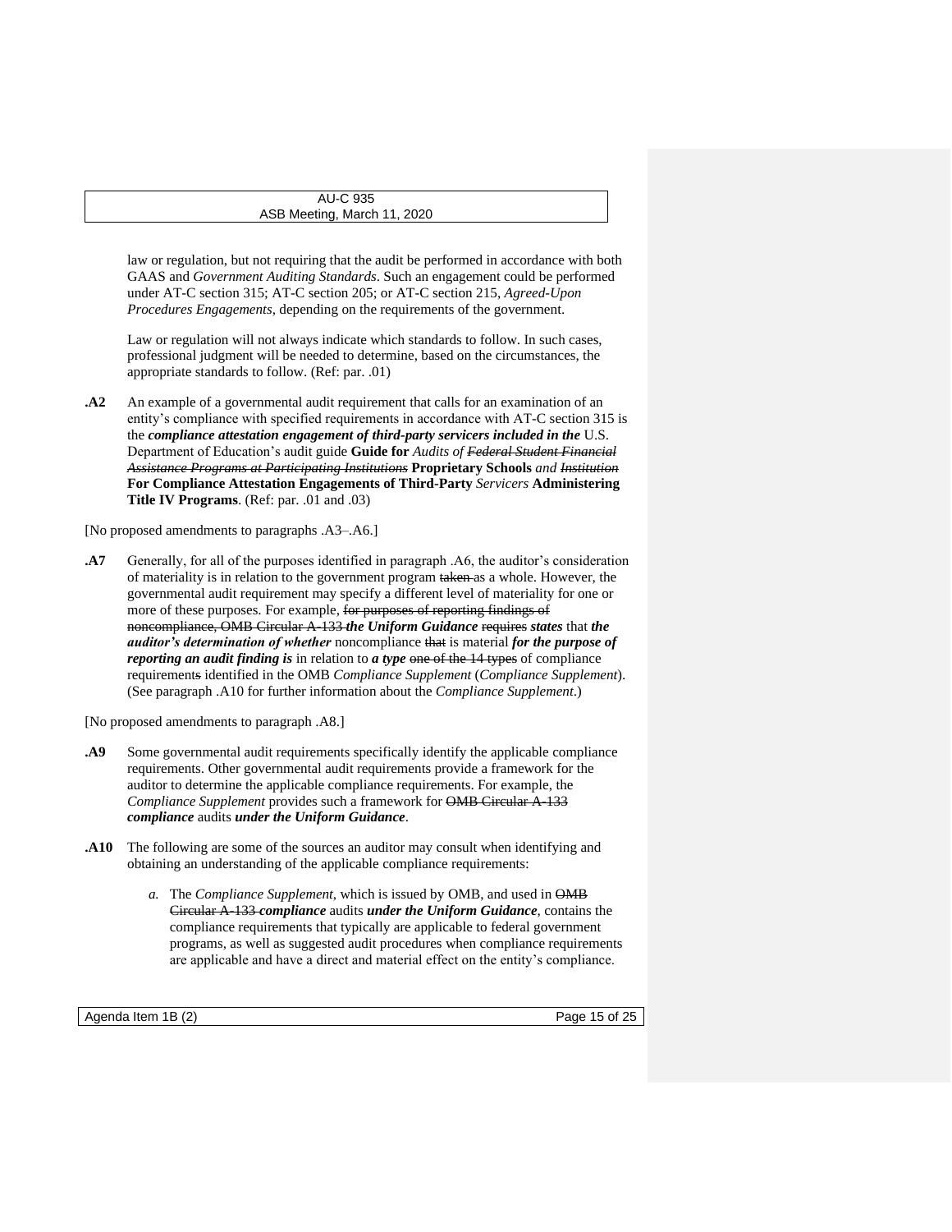law or regulation, but not requiring that the audit be performed in accordance with both GAAS and *Government Auditing Standards*. Such an engagement could be performed under AT-C section 315; AT-C section 205; or AT-C section 215, *Agreed-Upon Procedures Engagements*, depending on the requirements of the government.

Law or regulation will not always indicate which standards to follow. In such cases, professional judgment will be needed to determine, based on the circumstances, the appropriate standards to follow. (Ref: par. .01)

**.A2** An example of a governmental audit requirement that calls for an examination of an entity's compliance with specified requirements in accordance with AT-C section 315 is the ***compliance attestation engagement of third-party servicers included in the*** U.S. Department of Education's audit guide **Guide for** *Audits of ~~Federal Student Financial Assistance Programs at Participating Institutions~~* **Proprietary Schools** *and ~~Institution~~* **For Compliance Attestation Engagements of Third-Party** *Servicers* **Administering Title IV Programs**. (Ref: par. .01 and .03)

[No proposed amendments to paragraphs .A3–.A6.]

**.A7** Generally, for all of the purposes identified in paragraph .A6, the auditor's consideration of materiality is in relation to the government program ~~taken~~ as a whole. However, the governmental audit requirement may specify a different level of materiality for one or more of these purposes. For example, ~~for purposes of reporting findings of noncompliance, OMB Circular A-133~~ ***the Uniform Guidance*** ~~requires~~ ***states*** that ***the auditor's determination of whether*** noncompliance ~~that~~ is material ***for the purpose of reporting an audit finding is*** in relation to ***a type*** ~~one of the 14 types~~ of compliance requirement~~s~~ identified in the OMB *Compliance Supplement* (*Compliance Supplement*). (See paragraph .A10 for further information about the *Compliance Supplement*.)

[No proposed amendments to paragraph .A8.]

**.A9** Some governmental audit requirements specifically identify the applicable compliance requirements. Other governmental audit requirements provide a framework for the auditor to determine the applicable compliance requirements. For example, the *Compliance Supplement* provides such a framework for ~~OMB Circular A-133~~ ***compliance*** audits ***under the Uniform Guidance***.

**.A10** The following are some of the sources an auditor may consult when identifying and obtaining an understanding of the applicable compliance requirements:

*a.* The *Compliance Supplement*, which is issued by OMB, and used in ~~OMB Circular A-133~~ ***compliance*** audits ***under the Uniform Guidance***, contains the compliance requirements that typically are applicable to federal government programs, as well as suggested audit procedures when compliance requirements are applicable and have a direct and material effect on the entity's compliance.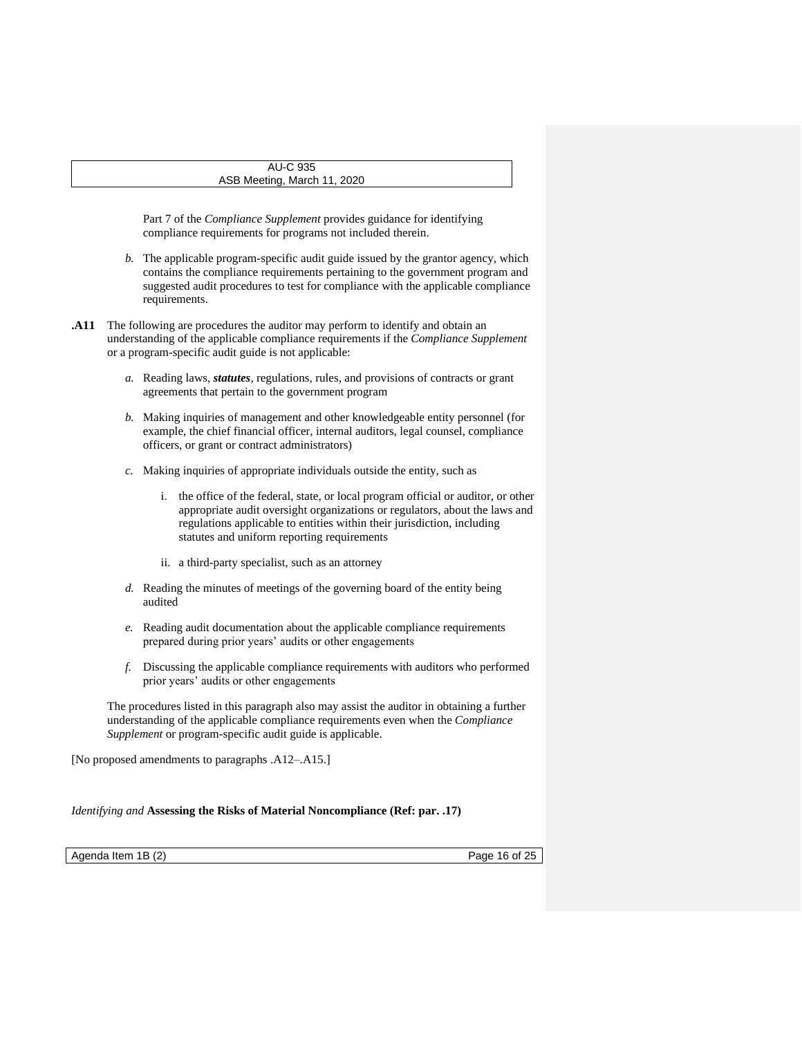Part 7 of the *Compliance Supplement* provides guidance for identifying compliance requirements for programs not included therein.

*b.* The applicable program-specific audit guide issued by the grantor agency, which contains the compliance requirements pertaining to the government program and suggested audit procedures to test for compliance with the applicable compliance requirements.

**.A11** The following are procedures the auditor may perform to identify and obtain an understanding of the applicable compliance requirements if the *Compliance Supplement* or a program-specific audit guide is not applicable:

*a.* Reading laws, ***statutes***, regulations, rules, and provisions of contracts or grant agreements that pertain to the government program

*b.* Making inquiries of management and other knowledgeable entity personnel (for example, the chief financial officer, internal auditors, legal counsel, compliance officers, or grant or contract administrators)

*c.* Making inquiries of appropriate individuals outside the entity, such as

i. the office of the federal, state, or local program official or auditor, or other appropriate audit oversight organizations or regulators, about the laws and regulations applicable to entities within their jurisdiction, including statutes and uniform reporting requirements

ii. a third-party specialist, such as an attorney

*d.* Reading the minutes of meetings of the governing board of the entity being audited

*e.* Reading audit documentation about the applicable compliance requirements prepared during prior years' audits or other engagements

*f.* Discussing the applicable compliance requirements with auditors who performed prior years' audits or other engagements

The procedures listed in this paragraph also may assist the auditor in obtaining a further understanding of the applicable compliance requirements even when the *Compliance Supplement* or program-specific audit guide is applicable.

[No proposed amendments to paragraphs .A12–.A15.]

*Identifying and* **Assessing the Risks of Material Noncompliance (Ref: par. .17)**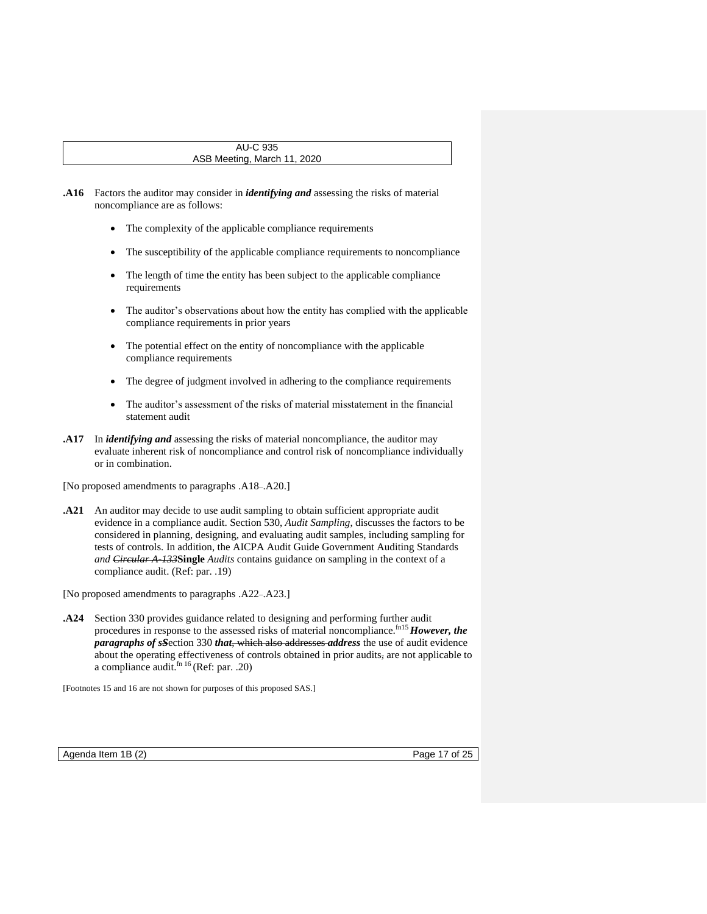**.A16** Factors the auditor may consider in ***identifying and*** assessing the risks of material noncompliance are as follows:

- The complexity of the applicable compliance requirements
- The susceptibility of the applicable compliance requirements to noncompliance
- The length of time the entity has been subject to the applicable compliance requirements
- The auditor's observations about how the entity has complied with the applicable compliance requirements in prior years
- The potential effect on the entity of noncompliance with the applicable compliance requirements
- The degree of judgment involved in adhering to the compliance requirements
- The auditor's assessment of the risks of material misstatement in the financial statement audit

**.A17** In ***identifying and*** assessing the risks of material noncompliance, the auditor may evaluate inherent risk of noncompliance and control risk of noncompliance individually or in combination.

[No proposed amendments to paragraphs .A18–.A20.]

**.A21** An auditor may decide to use audit sampling to obtain sufficient appropriate audit evidence in a compliance audit. Section 530, *Audit Sampling*, discusses the factors to be considered in planning, designing, and evaluating audit samples, including sampling for tests of controls. In addition, the AICPA Audit Guide Government Auditing Standards *and ~~Circular A-133~~***Single** *Audits* contains guidance on sampling in the context of a compliance audit. (Ref: par. .19)

[No proposed amendments to paragraphs .A22–.A23.]

**.A24** Section 330 provides guidance related to designing and performing further audit procedures in response to the assessed risks of material noncompliance.[fn15] ***However, the paragraphs of s***~~S~~ection 330 ***that***~~, which also addresses~~ ***address*** the use of audit evidence about the operating effectiveness of controls obtained in prior audits~~,~~ are not applicable to a compliance audit.[fn 16] (Ref: par. .20)

[Footnotes 15 and 16 are not shown for purposes of this proposed SAS.]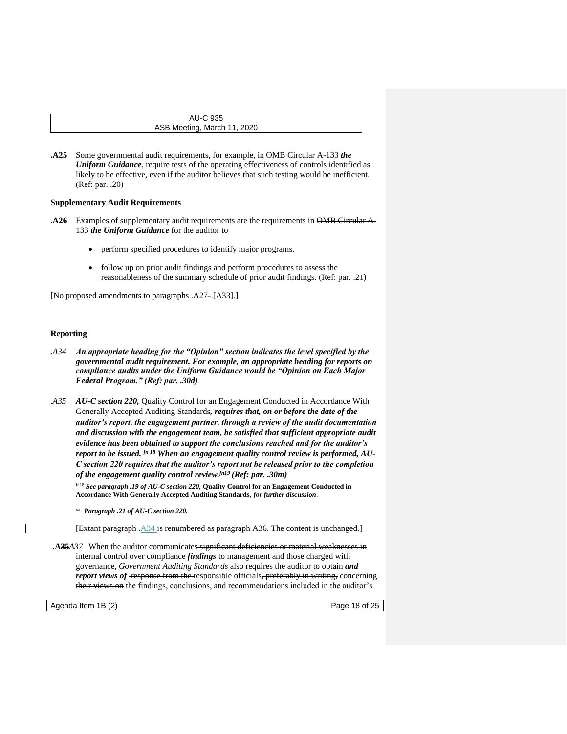**.A25** Some governmental audit requirements, for example, in ~~OMB Circular A-133~~ ***the Uniform Guidance***, require tests of the operating effectiveness of controls identified as likely to be effective, even if the auditor believes that such testing would be inefficient. (Ref: par. .20)

**Supplementary Audit Requirements**

**.A26** Examples of supplementary audit requirements are the requirements in ~~OMB Circular A-133~~ ***the Uniform Guidance*** for the auditor to

- perform specified procedures to identify major programs.
- follow up on prior audit findings and perform procedures to assess the reasonableness of the summary schedule of prior audit findings. (Ref: par. .21)

[No proposed amendments to paragraphs .A27–.[A33].]

**Reporting**

*.A34* ***An appropriate heading for the "Opinion" section indicates the level specified by the governmental audit requirement. For example, an appropriate heading for reports on compliance audits under the Uniform Guidance would be "Opinion on Each Major Federal Program." (Ref: par. .30d)***

*.A35* ***AU-C section 220,*** Quality Control for an Engagement Conducted in Accordance With Generally Accepted Auditing Standards***, requires that, on or before the date of the auditor's report, the engagement partner, through a review of the audit documentation and discussion with the engagement team, be satisfied that sufficient appropriate audit evidence has been obtained to support the conclusions reached and for the auditor's report to be issued.*** fn 18 ***When an engagement quality control review is performed, AU-C section 220 requires that the auditor's report not be released prior to the completion of the engagement quality control review.*** fn19 ***(Ref: par. .30m)***

fn18 ***See paragraph .19 of AU-C section 220,*** **Quality Control for an Engagement Conducted in Accordance With Generally Accepted Auditing Standards*,*** ***for further discussion***.

fn19 ***Paragraph .21 of AU-C section 220.***

[Extant paragraph .A34 is renumbered as paragraph A36. The content is unchanged.]

**.A35***A37* When the auditor communicates ~~significant deficiencies or material weaknesses in internal control over compliance~~ ***findings*** to management and those charged with governance, *Government Auditing Standards* also requires the auditor to obtain ***and report views of*** ~~response from the~~ responsible officials~~, preferably in writing,~~ concerning ~~their views on~~ the findings, conclusions, and recommendations included in the auditor's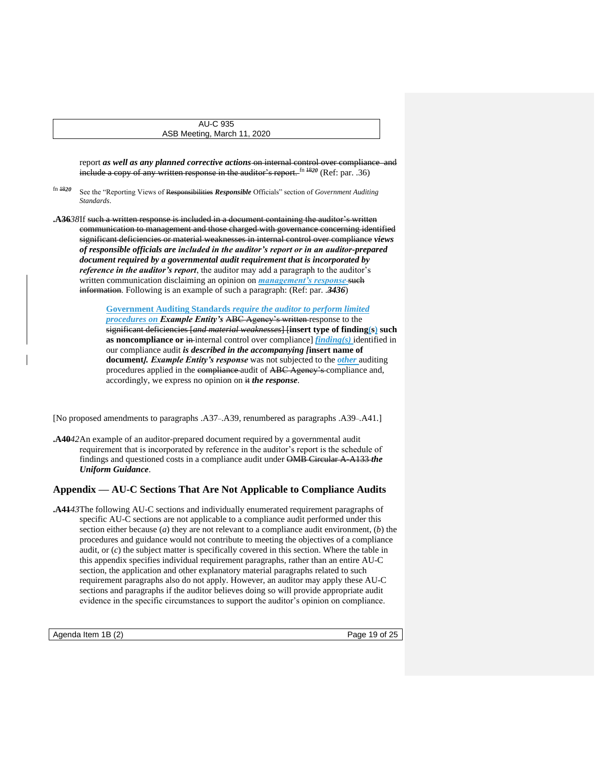report ***as well as any planned corrective actions*** ~~on internal control over compliance and include a copy of any written response in the auditor's report.~~ fn ~~18~~*20* (Ref: par. .36)

fn ~~18~~*20* See the "Reporting Views of ~~Responsibilities~~ ***Responsible*** Officials" section of *Government Auditing Standards*.

**.A~~36~~***38*If ~~such a written response is included in a document containing the auditor's written communication to management and those charged with governance concerning identified significant deficiencies or material weaknesses in internal control over compliance~~ ***views of responsible officials are included in the auditor's report or in an auditor-prepared document required by a governmental audit requirement that is incorporated by reference in the auditor's report***, the auditor may add a paragraph to the auditor's written communication disclaiming an opinion on ***management's response*** ~~such information~~. Following is an example of such a paragraph: (Ref: par. .~~34~~***36***)

> **Government Auditing Standards** ***require the auditor to perform limited procedures on Example Entity's*** ~~ABC Agency's written~~ response to the ~~significant deficiencies [*and material weaknesses*]~~ [**insert type of finding(s) such as noncompliance or** ~~in~~ internal control over compliance] ***finding(s)*** identified in our compliance audit ***is described in the accompanying [*****insert name of document*****]. Example Entity's response*** was not subjected to the ***other*** auditing procedures applied in the ~~compliance~~ audit of ~~ABC Agency's~~ compliance and, accordingly, we express no opinion on ~~it~~ ***the response***.

[No proposed amendments to paragraphs .A37–.A39, renumbered as paragraphs .A39–.A41.]

**.A~~40~~***42*An example of an auditor-prepared document required by a governmental audit requirement that is incorporated by reference in the auditor's report is the schedule of findings and questioned costs in a compliance audit under ~~OMB Circular A-A133~~ ***the Uniform Guidance***.

## Appendix — AU-C Sections That Are Not Applicable to Compliance Audits

**.A~~41~~***43*The following AU-C sections and individually enumerated requirement paragraphs of specific AU-C sections are not applicable to a compliance audit performed under this section either because (*a*) they are not relevant to a compliance audit environment, (*b*) the procedures and guidance would not contribute to meeting the objectives of a compliance audit, or (*c*) the subject matter is specifically covered in this section. Where the table in this appendix specifies individual requirement paragraphs, rather than an entire AU-C section, the application and other explanatory material paragraphs related to such requirement paragraphs also do not apply. However, an auditor may apply these AU-C sections and paragraphs if the auditor believes doing so will provide appropriate audit evidence in the specific circumstances to support the auditor's opinion on compliance.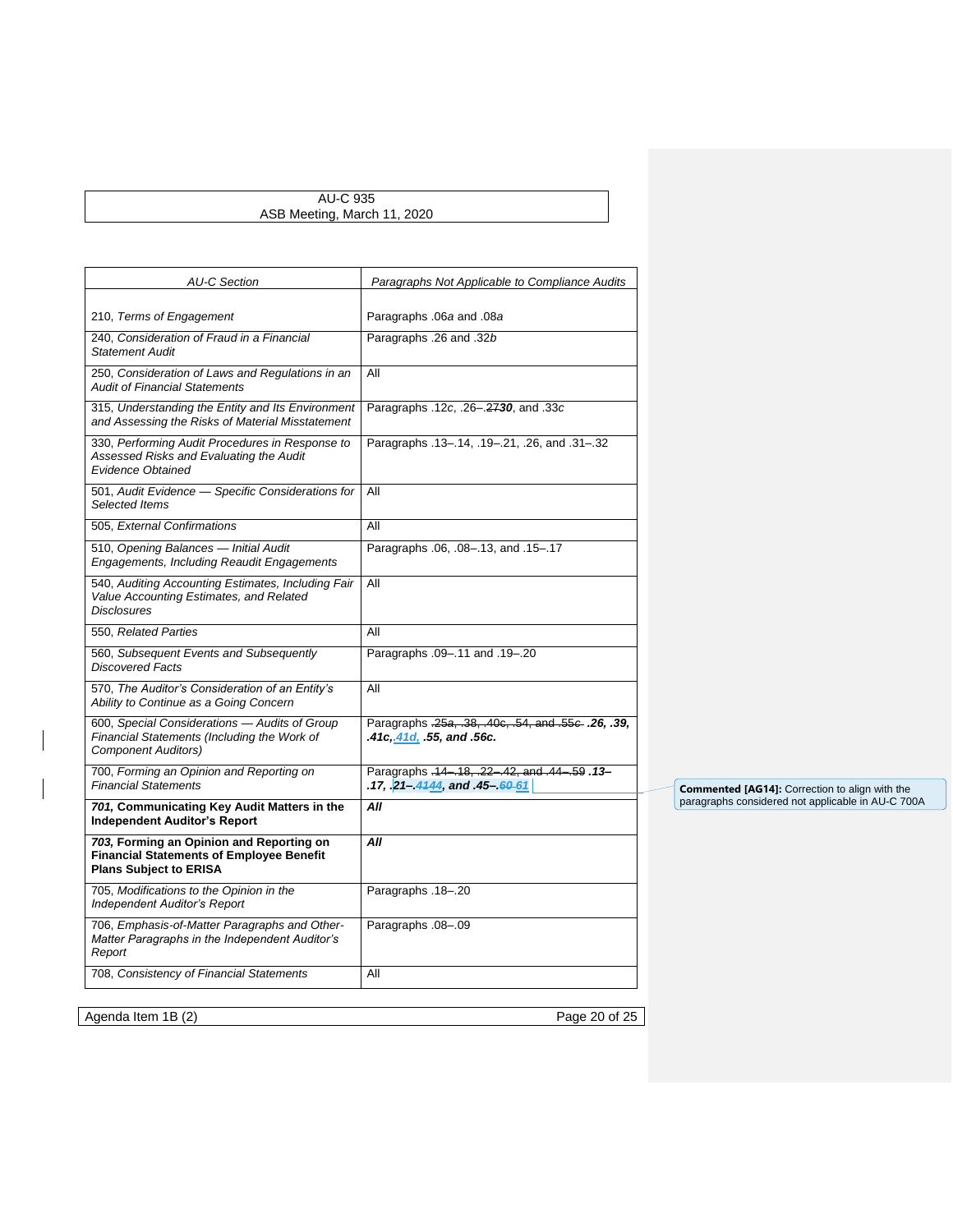| *AU-C Section* | *Paragraphs Not Applicable to Compliance Audits* |
|---|---|
| 210, *Terms of Engagement* | Paragraphs .06*a* and .08*a* |
| 240, *Consideration of Fraud in a Financial Statement Audit* | Paragraphs .26 and .32*b* |
| 250, *Consideration of Laws and Regulations in an Audit of Financial Statements* | All |
| 315, *Understanding the Entity and Its Environment and Assessing the Risks of Material Misstatement* | Paragraphs .12*c*, .26–.~~27~~***30***, and .33*c* |
| 330, *Performing Audit Procedures in Response to Assessed Risks and Evaluating the Audit Evidence Obtained* | Paragraphs .13–.14, .19–.21, .26, and .31–.32 |
| 501, *Audit Evidence — Specific Considerations for Selected Items* | All |
| 505, *External Confirmations* | All |
| 510, *Opening Balances — Initial Audit Engagements, Including Reaudit Engagements* | Paragraphs .06, .08–.13, and .15–.17 |
| 540, *Auditing Accounting Estimates, Including Fair Value Accounting Estimates, and Related Disclosures* | All |
| 550, *Related Parties* | All |
| 560, *Subsequent Events and Subsequently Discovered Facts* | Paragraphs .09–.11 and .19–.20 |
| 570, *The Auditor's Consideration of an Entity's Ability to Continue as a Going Concern* | All |
| 600, *Special Considerations — Audits of Group Financial Statements (Including the Work of Component Auditors)* | Paragraphs ~~.25a, .38, .40c, .54, and .55c~~ ***.26, .39, .41c,.41d, .55, and .56c.*** |
| 700, *Forming an Opinion and Reporting on Financial Statements* | Paragraphs ~~.14–.18, .22–.42, and .44–.59~~ ***.13–.17, .21–.~~41~~44, and .45–.~~60~~ 61*** |
| ***701*, Communicating Key Audit Matters in the Independent Auditor's Report** | ***All*** |
| ***703*, Forming an Opinion and Reporting on Financial Statements of Employee Benefit Plans Subject to ERISA** | ***All*** |
| 705, *Modifications to the Opinion in the Independent Auditor's Report* | Paragraphs .18–.20 |
| 706, *Emphasis-of-Matter Paragraphs and Other-Matter Paragraphs in the Independent Auditor's Report* | Paragraphs .08–.09 |
| 708, *Consistency of Financial Statements* | All |

**Commented [AG14]:** Correction to align with the paragraphs considered not applicable in AU-C 700A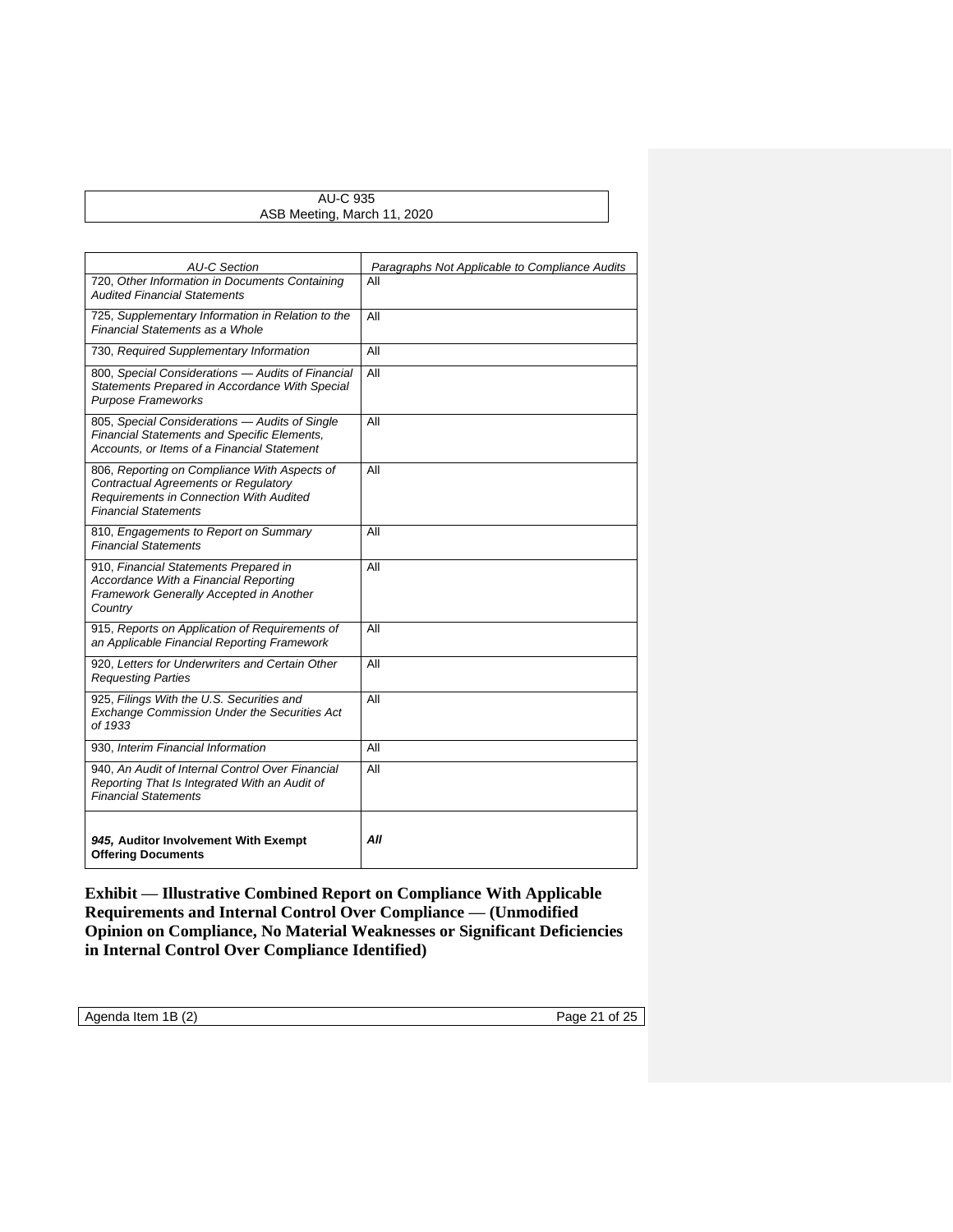| *AU-C Section* | *Paragraphs Not Applicable to Compliance Audits* |
|---|---|
| 720, *Other Information in Documents Containing Audited Financial Statements* | All |
| 725, *Supplementary Information in Relation to the Financial Statements as a Whole* | All |
| 730, *Required Supplementary Information* | All |
| 800, *Special Considerations — Audits of Financial Statements Prepared in Accordance With Special Purpose Frameworks* | All |
| 805, *Special Considerations — Audits of Single Financial Statements and Specific Elements, Accounts, or Items of a Financial Statement* | All |
| 806, *Reporting on Compliance With Aspects of Contractual Agreements or Regulatory Requirements in Connection With Audited Financial Statements* | All |
| 810, *Engagements to Report on Summary Financial Statements* | All |
| 910, *Financial Statements Prepared in Accordance With a Financial Reporting Framework Generally Accepted in Another Country* | All |
| 915, *Reports on Application of Requirements of an Applicable Financial Reporting Framework* | All |
| 920, *Letters for Underwriters and Certain Other Requesting Parties* | All |
| 925, *Filings With the U.S. Securities and Exchange Commission Under the Securities Act of 1933* | All |
| 930, *Interim Financial Information* | All |
| 940, *An Audit of Internal Control Over Financial Reporting That Is Integrated With an Audit of Financial Statements* | All |
| ***945,* Auditor Involvement With Exempt Offering Documents** | ***All*** |

**Exhibit — Illustrative Combined Report on Compliance With Applicable Requirements and Internal Control Over Compliance — (Unmodified Opinion on Compliance, No Material Weaknesses or Significant Deficiencies in Internal Control Over Compliance Identified)**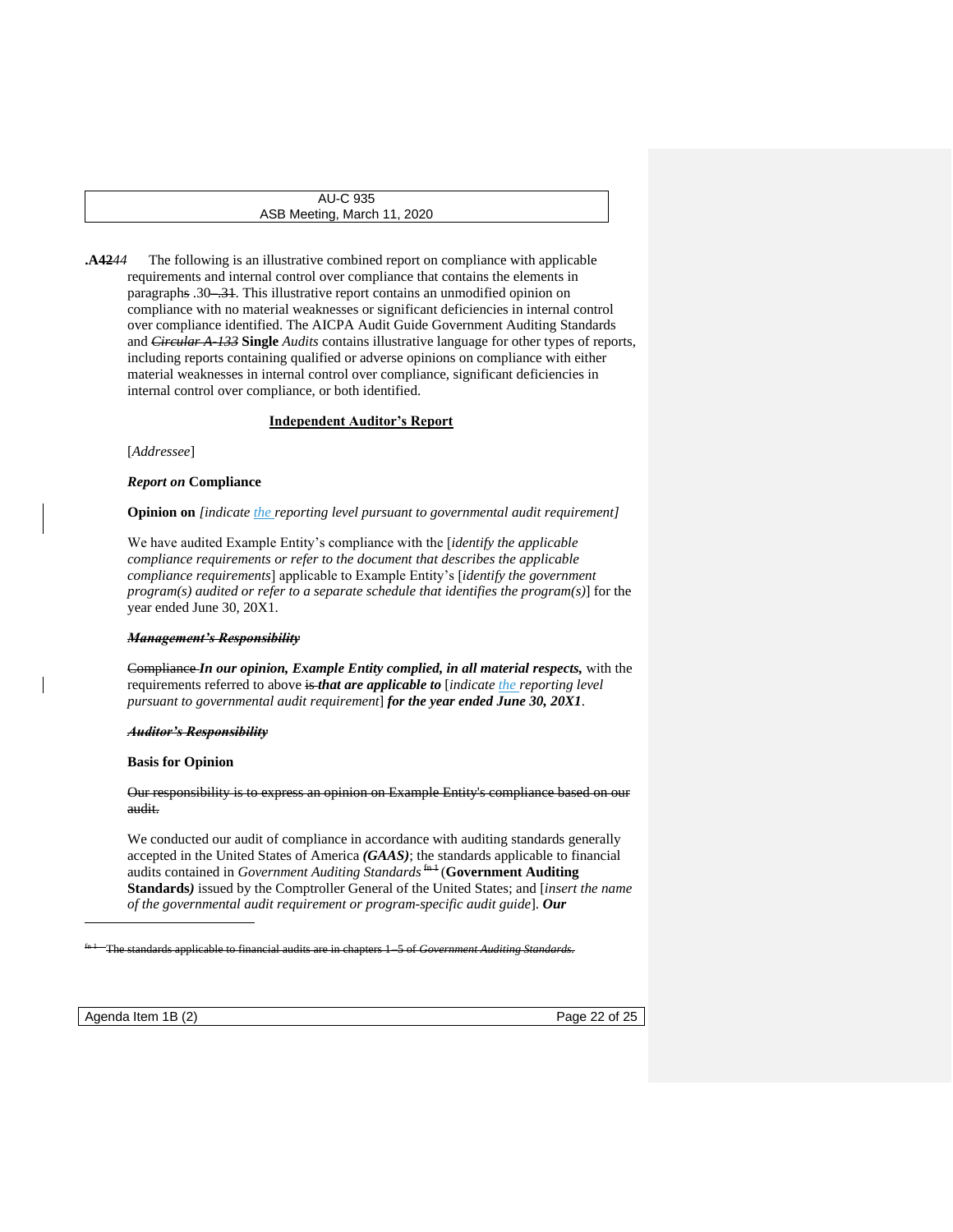**.A42***44* The following is an illustrative combined report on compliance with applicable requirements and internal control over compliance that contains the elements in paragraphs .30–.31. This illustrative report contains an unmodified opinion on compliance with no material weaknesses or significant deficiencies in internal control over compliance identified. The AICPA Audit Guide Government Auditing Standards and ~~*Circular A-133*~~ **Single** *Audits* contains illustrative language for other types of reports, including reports containing qualified or adverse opinions on compliance with either material weaknesses in internal control over compliance, significant deficiencies in internal control over compliance, or both identified.

**Independent Auditor's Report**

[*Addressee*]

***Report on*** **Compliance**

**Opinion on** *[indicate the reporting level pursuant to governmental audit requirement]*

We have audited Example Entity's compliance with the [*identify the applicable compliance requirements or refer to the document that describes the applicable compliance requirements*] applicable to Example Entity's [*identify the government program(s) audited or refer to a separate schedule that identifies the program(s)*] for the year ended June 30, 20X1.

~~***Management's Responsibility***~~

~~Compliance~~ ***In our opinion, Example Entity complied, in all material respects,*** with the requirements referred to above ~~is~~ ***that are applicable to*** [*indicate the reporting level pursuant to governmental audit requirement*] ***for the year ended June 30, 20X1***.

~~***Auditor's Responsibility***~~

**Basis for Opinion**

~~Our responsibility is to express an opinion on Example Entity's compliance based on our audit.~~

We conducted our audit of compliance in accordance with auditing standards generally accepted in the United States of America ***(GAAS)***; the standards applicable to financial audits contained in *Government Auditing Standards* ~~fn 1~~ (**Government Auditing Standards*)*** issued by the Comptroller General of the United States; and [*insert the name of the governmental audit requirement or program-specific audit guide*]. ***Our***

---

~~fn 1 The standards applicable to financial audits are in chapters 1–5 of *Government Auditing Standards*.~~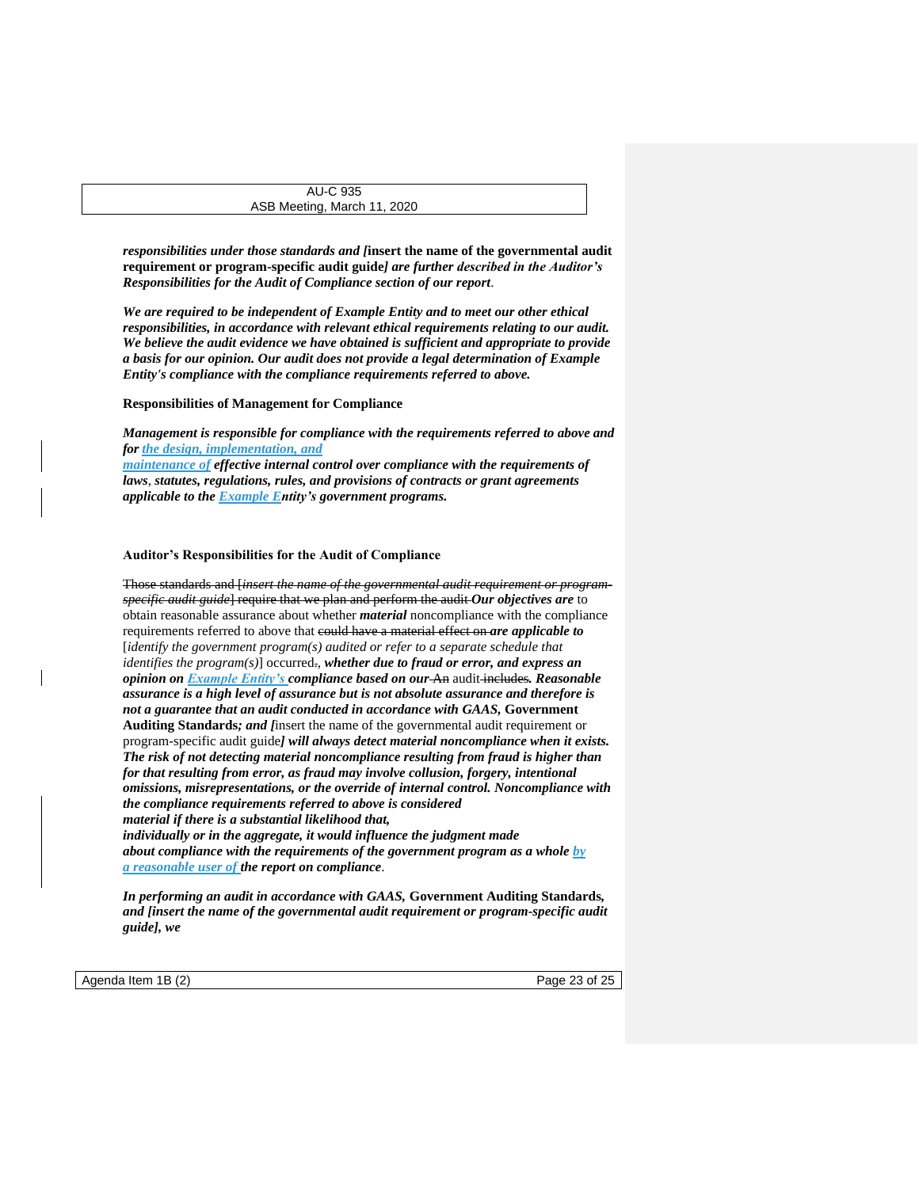***responsibilities under those standards and [*insert the name of the governmental audit requirement or program-specific audit guide*] are further described in the Auditor's Responsibilities for the Audit of Compliance section of our report*.**

***We are required to be independent of Example Entity and to meet our other ethical responsibilities, in accordance with relevant ethical requirements relating to our audit. We believe the audit evidence we have obtained is sufficient and appropriate to provide a basis for our opinion. Our audit does not provide a legal determination of Example Entity's compliance with the compliance requirements referred to above.***

**Responsibilities of Management for Compliance**

***Management is responsible for compliance with the requirements referred to above and for the design, implementation, and maintenance of effective internal control over compliance with the requirements of laws, statutes, regulations, rules, and provisions of contracts or grant agreements applicable to the Example Entity's government programs.***

**Auditor's Responsibilities for the Audit of Compliance**

~~Those standards and [*insert the name of the governmental audit requirement or program-specific audit guide*] require that we plan and perform the audit~~ ***Our objectives are*** to obtain reasonable assurance about whether ***material*** noncompliance with the compliance requirements referred to above that ~~could have a material effect on~~ ***are applicable to*** [*identify the government program(s) audited or refer to a separate schedule that identifies the program(s)*] occurred~~.~~, ***whether due to fraud or error, and express an opinion on Example Entity's compliance based on our*** ~~An~~ audit ~~includes~~. ***Reasonable assurance is a high level of assurance but is not absolute assurance and therefore is not a guarantee that an audit conducted in accordance with GAAS,* Government Auditing Standards*; and [*insert the name of the governmental audit requirement or program-specific audit guide*] will always detect material noncompliance when it exists. The risk of not detecting material noncompliance resulting from fraud is higher than for that resulting from error, as fraud may involve collusion, forgery, intentional omissions, misrepresentations, or the override of internal control. Noncompliance with the compliance requirements referred to above is considered material if there is a substantial likelihood that, individually or in the aggregate, it would influence the judgment made about compliance with the requirements of the government program as a whole by a reasonable user of the report on compliance***.

***In performing an audit in accordance with GAAS,* Government Auditing Standards*, and [insert the name of the governmental audit requirement or program-specific audit guide], we***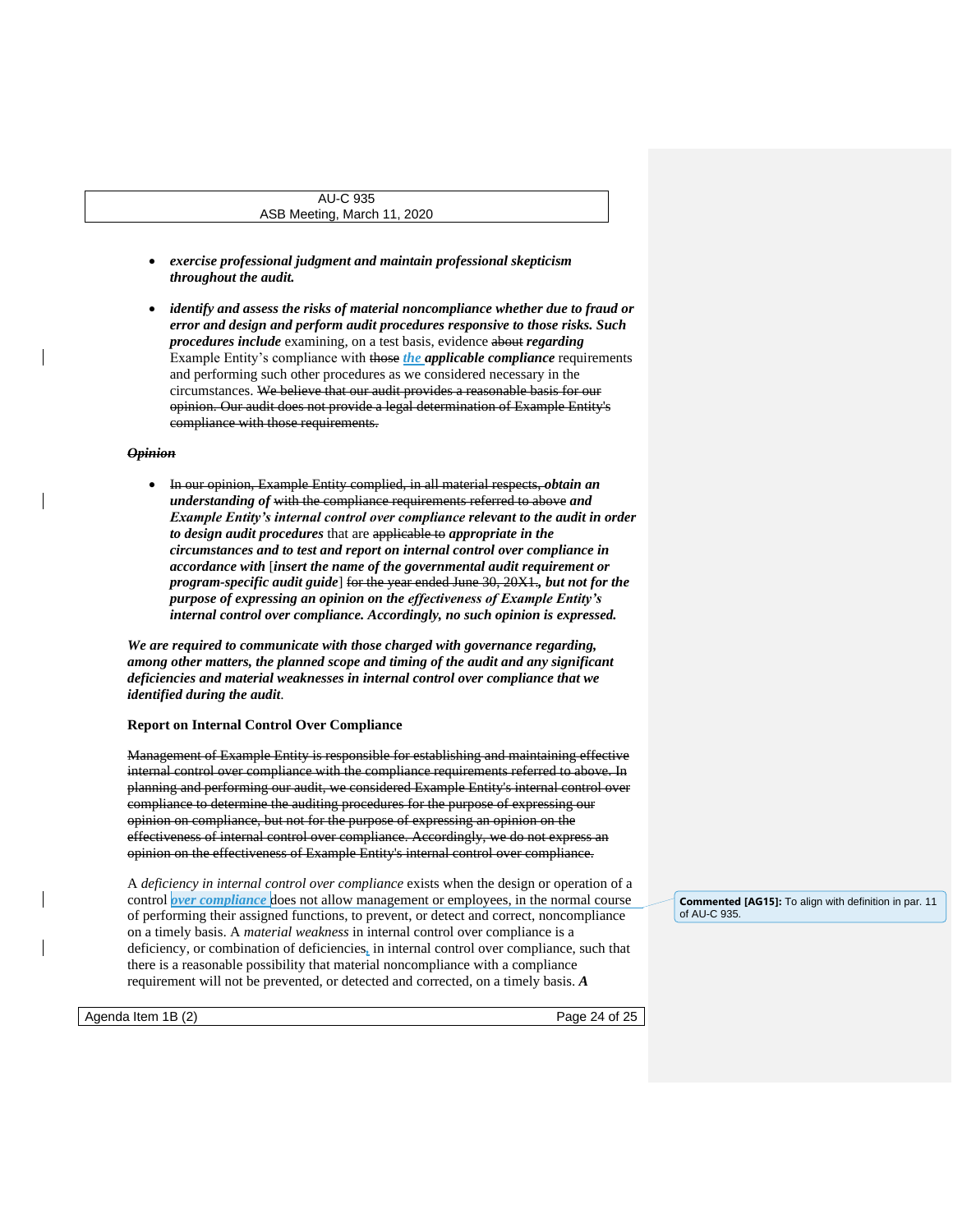- ***exercise professional judgment and maintain professional skepticism throughout the audit.***

- ***identify and assess the risks of material noncompliance whether due to fraud or error and design and perform audit procedures responsive to those risks. Such procedures include*** examining, on a test basis, evidence ~~about~~ ***regarding*** Example Entity's compliance with ~~those~~ ***the applicable compliance*** requirements and performing such other procedures as we considered necessary in the circumstances. ~~We believe that our audit provides a reasonable basis for our opinion. Our audit does not provide a legal determination of Example Entity's compliance with those requirements.~~

~~***Opinion***~~

- ~~In our opinion, Example Entity complied, in all material respects,~~ ***obtain an understanding of*** ~~with the compliance requirements referred to above~~ ***and Example Entity's internal control over compliance relevant to the audit in order to design audit procedures*** that are ~~applicable to~~ ***appropriate in the circumstances and to test and report on internal control over compliance in accordance with*** [***insert the name of the governmental audit requirement or program-specific audit guide***] ~~for the year ended June 30, 20X1.~~***, but not for the purpose of expressing an opinion on the effectiveness of Example Entity's internal control over compliance. Accordingly, no such opinion is expressed.***

***We are required to communicate with those charged with governance regarding, among other matters, the planned scope and timing of the audit and any significant deficiencies and material weaknesses in internal control over compliance that we identified during the audit***.

**Report on Internal Control Over Compliance**

~~Management of Example Entity is responsible for establishing and maintaining effective internal control over compliance with the compliance requirements referred to above. In planning and performing our audit, we considered Example Entity's internal control over compliance to determine the auditing procedures for the purpose of expressing our opinion on compliance, but not for the purpose of expressing an opinion on the effectiveness of internal control over compliance. Accordingly, we do not express an opinion on the effectiveness of Example Entity's internal control over compliance.~~

A *deficiency in internal control over compliance* exists when the design or operation of a control ***over compliance*** does not allow management or employees, in the normal course of performing their assigned functions, to prevent, or detect and correct, noncompliance on a timely basis. A *material weakness* in internal control over compliance is a deficiency, or combination of deficiencies, in internal control over compliance, such that there is a reasonable possibility that material noncompliance with a compliance requirement will not be prevented, or detected and corrected, on a timely basis. ***A***

**Commented [AG15]:** To align with definition in par. 11 of AU-C 935.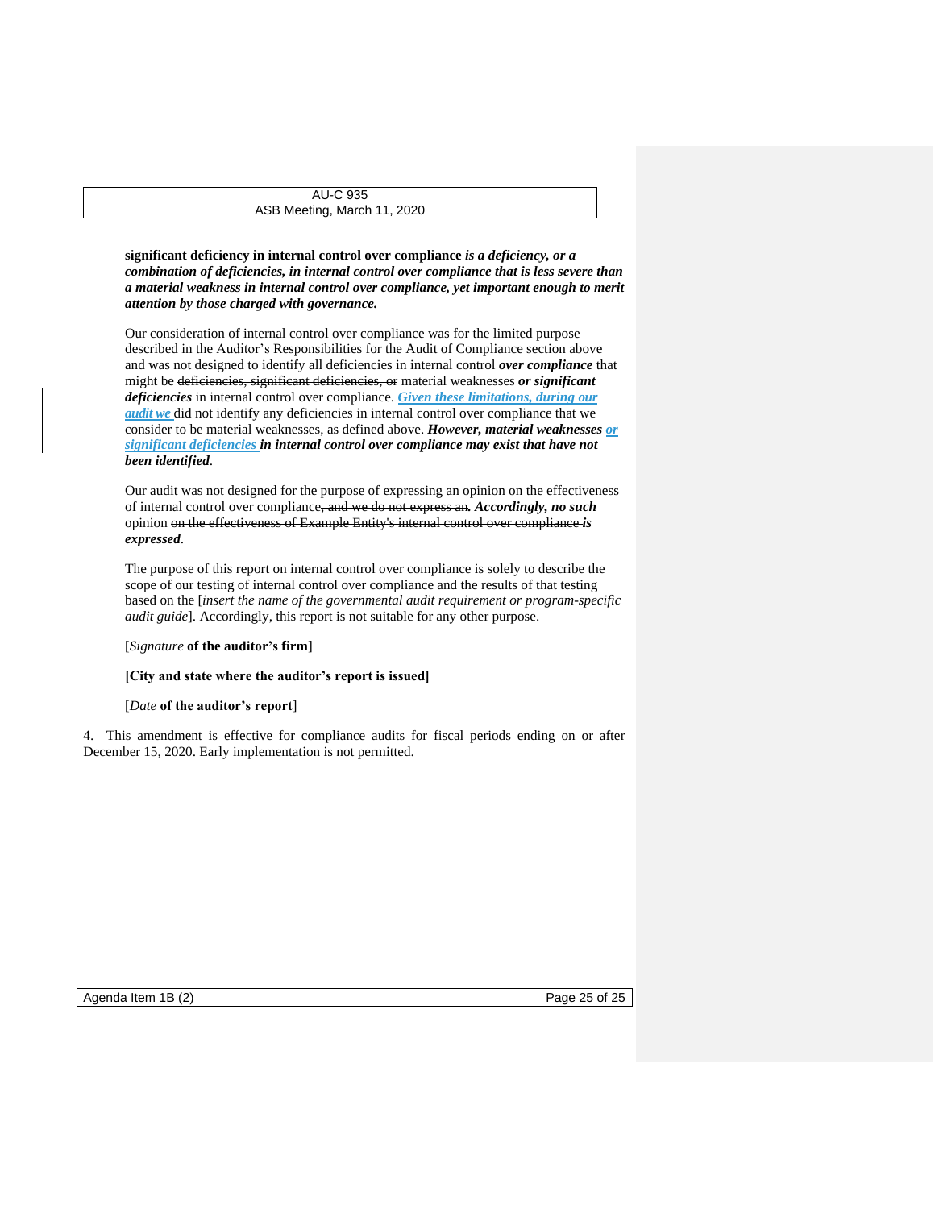**significant deficiency in internal control over compliance** ***is a deficiency, or a combination of deficiencies, in internal control over compliance that is less severe than a material weakness in internal control over compliance, yet important enough to merit attention by those charged with governance.***

Our consideration of internal control over compliance was for the limited purpose described in the Auditor's Responsibilities for the Audit of Compliance section above and was not designed to identify all deficiencies in internal control ***over compliance*** that might be ~~deficiencies, significant deficiencies, or~~ material weaknesses ***or significant deficiencies*** in internal control over compliance. ***Given these limitations, during our audit we*** did not identify any deficiencies in internal control over compliance that we consider to be material weaknesses, as defined above. ***However, material weaknesses or significant deficiencies in internal control over compliance may exist that have not been identified***.

Our audit was not designed for the purpose of expressing an opinion on the effectiveness of internal control over compliance~~, and we do not express an~~. ***Accordingly, no such*** opinion ~~on the effectiveness of Example Entity's internal control over compliance~~ ***is expressed***.

The purpose of this report on internal control over compliance is solely to describe the scope of our testing of internal control over compliance and the results of that testing based on the [*insert the name of the governmental audit requirement or program-specific audit guide*]. Accordingly, this report is not suitable for any other purpose.

[*Signature* **of the auditor's firm**]

**[City and state where the auditor's report is issued]**

[*Date* **of the auditor's report**]

4. This amendment is effective for compliance audits for fiscal periods ending on or after December 15, 2020. Early implementation is not permitted.